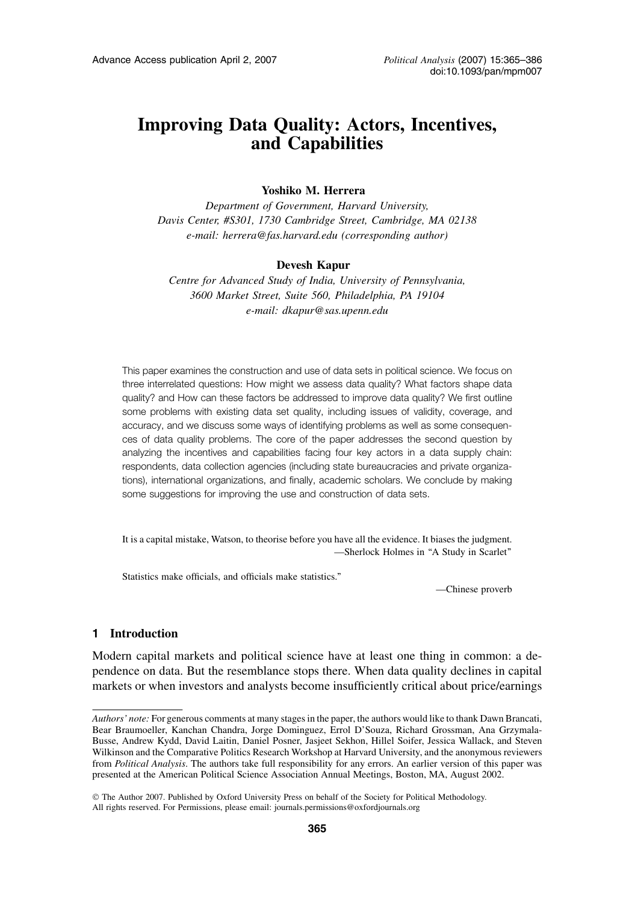# Improving Data Quality: Actors, Incentives, and Capabilities

**Yoshiko M. Herrera**

*Department of Government, Harvard University,*
*Davis Center, #S301, 1730 Cambridge Street, Cambridge, MA 02138*
*e-mail: herrera@fas.harvard.edu (corresponding author)*

**Devesh Kapur**

*Centre for Advanced Study of India, University of Pennsylvania,*
*3600 Market Street, Suite 560, Philadelphia, PA 19104*
*e-mail: dkapur@sas.upenn.edu*

This paper examines the construction and use of data sets in political science. We focus on three interrelated questions: How might we assess data quality? What factors shape data quality? and How can these factors be addressed to improve data quality? We first outline some problems with existing data set quality, including issues of validity, coverage, and accuracy, and we discuss some ways of identifying problems as well as some consequences of data quality problems. The core of the paper addresses the second question by analyzing the incentives and capabilities facing four key actors in a data supply chain: respondents, data collection agencies (including state bureaucracies and private organizations), international organizations, and finally, academic scholars. We conclude by making some suggestions for improving the use and construction of data sets.

It is a capital mistake, Watson, to theorise before you have all the evidence. It biases the judgment.
—Sherlock Holmes in "A Study in Scarlet"

Statistics make officials, and officials make statistics."
—Chinese proverb

## 1 Introduction

Modern capital markets and political science have at least one thing in common: a dependence on data. But the resemblance stops there. When data quality declines in capital markets or when investors and analysts become insufficiently critical about price/earnings

*Authors' note:* For generous comments at many stages in the paper, the authors would like to thank Dawn Brancati, Bear Braumoeller, Kanchan Chandra, Jorge Dominguez, Errol D'Souza, Richard Grossman, Ana Grzymala-Busse, Andrew Kydd, David Laitin, Daniel Posner, Jasjeet Sekhon, Hillel Soifer, Jessica Wallack, and Steven Wilkinson and the Comparative Politics Research Workshop at Harvard University, and the anonymous reviewers from *Political Analysis*. The authors take full responsibility for any errors. An earlier version of this paper was presented at the American Political Science Association Annual Meetings, Boston, MA, August 2002.

© The Author 2007. Published by Oxford University Press on behalf of the Society for Political Methodology. All rights reserved. For Permissions, please email: journals.permissions@oxfordjournals.org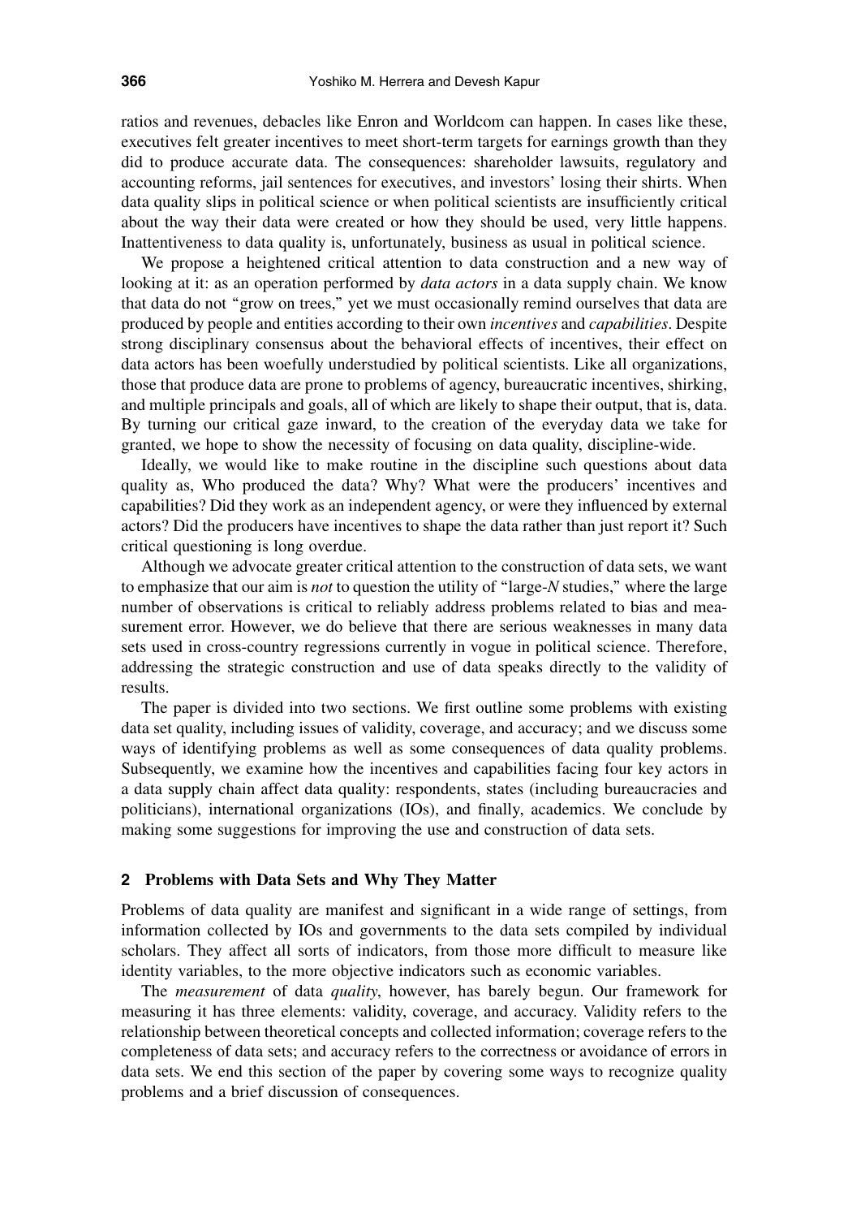ratios and revenues, debacles like Enron and Worldcom can happen. In cases like these, executives felt greater incentives to meet short-term targets for earnings growth than they did to produce accurate data. The consequences: shareholder lawsuits, regulatory and accounting reforms, jail sentences for executives, and investors' losing their shirts. When data quality slips in political science or when political scientists are insufficiently critical about the way their data were created or how they should be used, very little happens. Inattentiveness to data quality is, unfortunately, business as usual in political science.

We propose a heightened critical attention to data construction and a new way of looking at it: as an operation performed by *data actors* in a data supply chain. We know that data do not "grow on trees," yet we must occasionally remind ourselves that data are produced by people and entities according to their own *incentives* and *capabilities*. Despite strong disciplinary consensus about the behavioral effects of incentives, their effect on data actors has been woefully understudied by political scientists. Like all organizations, those that produce data are prone to problems of agency, bureaucratic incentives, shirking, and multiple principals and goals, all of which are likely to shape their output, that is, data. By turning our critical gaze inward, to the creation of the everyday data we take for granted, we hope to show the necessity of focusing on data quality, discipline-wide.

Ideally, we would like to make routine in the discipline such questions about data quality as, Who produced the data? Why? What were the producers' incentives and capabilities? Did they work as an independent agency, or were they influenced by external actors? Did the producers have incentives to shape the data rather than just report it? Such critical questioning is long overdue.

Although we advocate greater critical attention to the construction of data sets, we want to emphasize that our aim is *not* to question the utility of "large-*N* studies," where the large number of observations is critical to reliably address problems related to bias and measurement error. However, we do believe that there are serious weaknesses in many data sets used in cross-country regressions currently in vogue in political science. Therefore, addressing the strategic construction and use of data speaks directly to the validity of results.

The paper is divided into two sections. We first outline some problems with existing data set quality, including issues of validity, coverage, and accuracy; and we discuss some ways of identifying problems as well as some consequences of data quality problems. Subsequently, we examine how the incentives and capabilities facing four key actors in a data supply chain affect data quality: respondents, states (including bureaucracies and politicians), international organizations (IOs), and finally, academics. We conclude by making some suggestions for improving the use and construction of data sets.

## 2 Problems with Data Sets and Why They Matter

Problems of data quality are manifest and significant in a wide range of settings, from information collected by IOs and governments to the data sets compiled by individual scholars. They affect all sorts of indicators, from those more difficult to measure like identity variables, to the more objective indicators such as economic variables.

The *measurement* of data *quality*, however, has barely begun. Our framework for measuring it has three elements: validity, coverage, and accuracy. Validity refers to the relationship between theoretical concepts and collected information; coverage refers to the completeness of data sets; and accuracy refers to the correctness or avoidance of errors in data sets. We end this section of the paper by covering some ways to recognize quality problems and a brief discussion of consequences.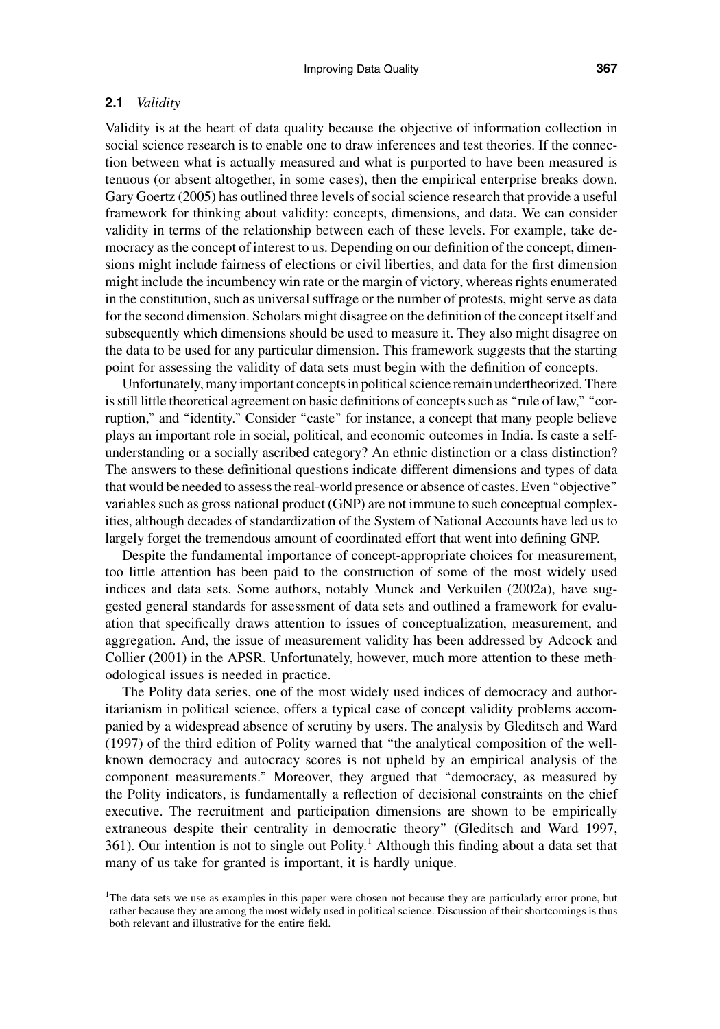### 2.1 *Validity*

Validity is at the heart of data quality because the objective of information collection in social science research is to enable one to draw inferences and test theories. If the connection between what is actually measured and what is purported to have been measured is tenuous (or absent altogether, in some cases), then the empirical enterprise breaks down. Gary Goertz (2005) has outlined three levels of social science research that provide a useful framework for thinking about validity: concepts, dimensions, and data. We can consider validity in terms of the relationship between each of these levels. For example, take democracy as the concept of interest to us. Depending on our definition of the concept, dimensions might include fairness of elections or civil liberties, and data for the first dimension might include the incumbency win rate or the margin of victory, whereas rights enumerated in the constitution, such as universal suffrage or the number of protests, might serve as data for the second dimension. Scholars might disagree on the definition of the concept itself and subsequently which dimensions should be used to measure it. They also might disagree on the data to be used for any particular dimension. This framework suggests that the starting point for assessing the validity of data sets must begin with the definition of concepts.

Unfortunately, many important concepts in political science remain undertheorized. There is still little theoretical agreement on basic definitions of concepts such as "rule of law," "corruption," and "identity." Consider "caste" for instance, a concept that many people believe plays an important role in social, political, and economic outcomes in India. Is caste a self-understanding or a socially ascribed category? An ethnic distinction or a class distinction? The answers to these definitional questions indicate different dimensions and types of data that would be needed to assess the real-world presence or absence of castes. Even "objective" variables such as gross national product (GNP) are not immune to such conceptual complexities, although decades of standardization of the System of National Accounts have led us to largely forget the tremendous amount of coordinated effort that went into defining GNP.

Despite the fundamental importance of concept-appropriate choices for measurement, too little attention has been paid to the construction of some of the most widely used indices and data sets. Some authors, notably Munck and Verkuilen (2002a), have suggested general standards for assessment of data sets and outlined a framework for evaluation that specifically draws attention to issues of conceptualization, measurement, and aggregation. And, the issue of measurement validity has been addressed by Adcock and Collier (2001) in the APSR. Unfortunately, however, much more attention to these methodological issues is needed in practice.

The Polity data series, one of the most widely used indices of democracy and authoritarianism in political science, offers a typical case of concept validity problems accompanied by a widespread absence of scrutiny by users. The analysis by Gleditsch and Ward (1997) of the third edition of Polity warned that "the analytical composition of the well-known democracy and autocracy scores is not upheld by an empirical analysis of the component measurements." Moreover, they argued that "democracy, as measured by the Polity indicators, is fundamentally a reflection of decisional constraints on the chief executive. The recruitment and participation dimensions are shown to be empirically extraneous despite their centrality in democratic theory" (Gleditsch and Ward 1997, 361). Our intention is not to single out Polity.[1] Although this finding about a data set that many of us take for granted is important, it is hardly unique.

[1]The data sets we use as examples in this paper were chosen not because they are particularly error prone, but rather because they are among the most widely used in political science. Discussion of their shortcomings is thus both relevant and illustrative for the entire field.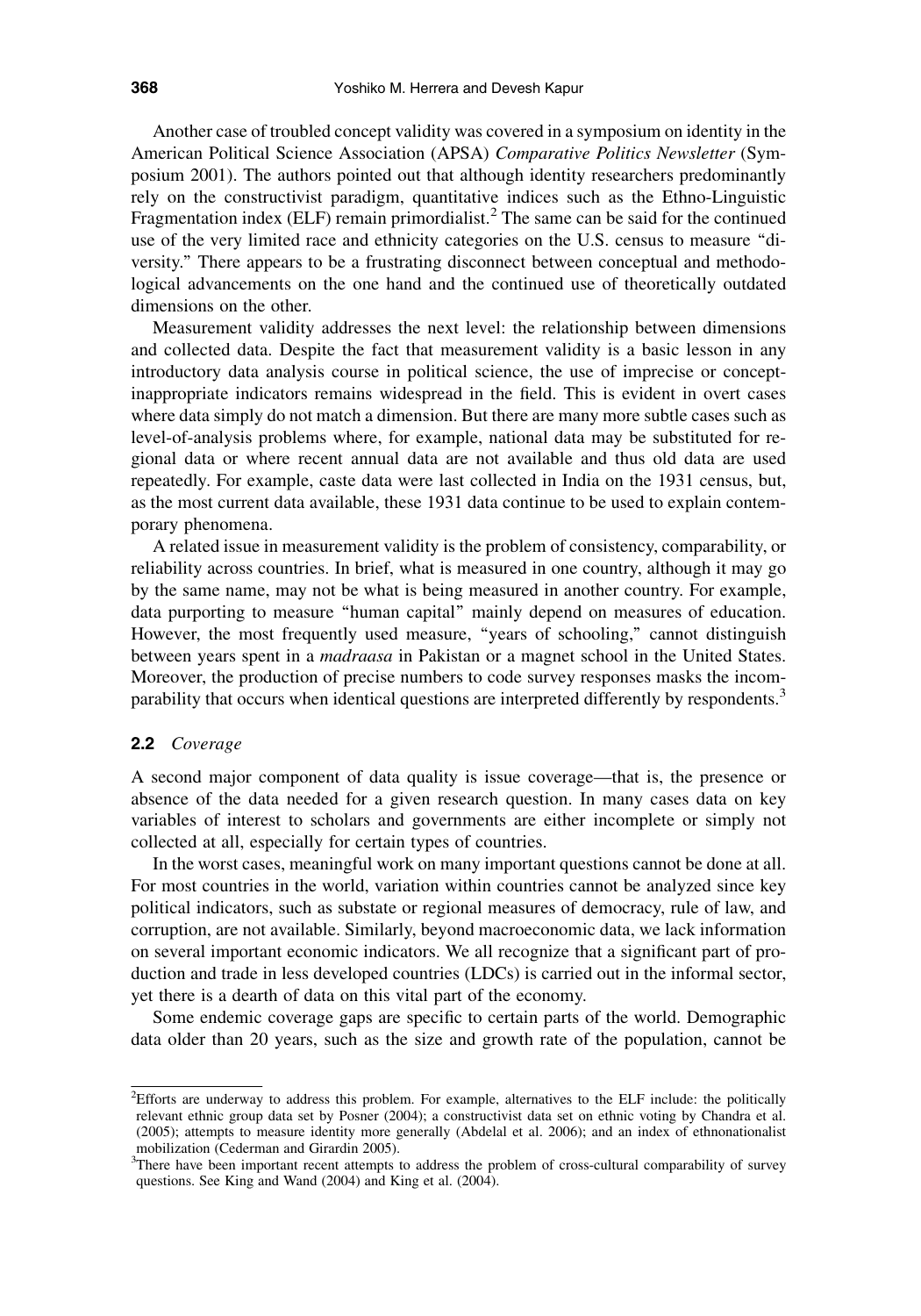Another case of troubled concept validity was covered in a symposium on identity in the American Political Science Association (APSA) *Comparative Politics Newsletter* (Symposium 2001). The authors pointed out that although identity researchers predominantly rely on the constructivist paradigm, quantitative indices such as the Ethno-Linguistic Fragmentation index (ELF) remain primordialist.[2] The same can be said for the continued use of the very limited race and ethnicity categories on the U.S. census to measure "diversity." There appears to be a frustrating disconnect between conceptual and methodological advancements on the one hand and the continued use of theoretically outdated dimensions on the other.

Measurement validity addresses the next level: the relationship between dimensions and collected data. Despite the fact that measurement validity is a basic lesson in any introductory data analysis course in political science, the use of imprecise or concept-inappropriate indicators remains widespread in the field. This is evident in overt cases where data simply do not match a dimension. But there are many more subtle cases such as level-of-analysis problems where, for example, national data may be substituted for regional data or where recent annual data are not available and thus old data are used repeatedly. For example, caste data were last collected in India on the 1931 census, but, as the most current data available, these 1931 data continue to be used to explain contemporary phenomena.

A related issue in measurement validity is the problem of consistency, comparability, or reliability across countries. In brief, what is measured in one country, although it may go by the same name, may not be what is being measured in another country. For example, data purporting to measure "human capital" mainly depend on measures of education. However, the most frequently used measure, "years of schooling," cannot distinguish between years spent in a *madraasa* in Pakistan or a magnet school in the United States. Moreover, the production of precise numbers to code survey responses masks the incomparability that occurs when identical questions are interpreted differently by respondents.[3]

### 2.2 *Coverage*

A second major component of data quality is issue coverage—that is, the presence or absence of the data needed for a given research question. In many cases data on key variables of interest to scholars and governments are either incomplete or simply not collected at all, especially for certain types of countries.

In the worst cases, meaningful work on many important questions cannot be done at all. For most countries in the world, variation within countries cannot be analyzed since key political indicators, such as substate or regional measures of democracy, rule of law, and corruption, are not available. Similarly, beyond macroeconomic data, we lack information on several important economic indicators. We all recognize that a significant part of production and trade in less developed countries (LDCs) is carried out in the informal sector, yet there is a dearth of data on this vital part of the economy.

Some endemic coverage gaps are specific to certain parts of the world. Demographic data older than 20 years, such as the size and growth rate of the population, cannot be

---

[2] Efforts are underway to address this problem. For example, alternatives to the ELF include: the politically relevant ethnic group data set by Posner (2004); a constructivist data set on ethnic voting by Chandra et al. (2005); attempts to measure identity more generally (Abdelal et al. 2006); and an index of ethnonationalist mobilization (Cederman and Girardin 2005).

[3] There have been important recent attempts to address the problem of cross-cultural comparability of survey questions. See King and Wand (2004) and King et al. (2004).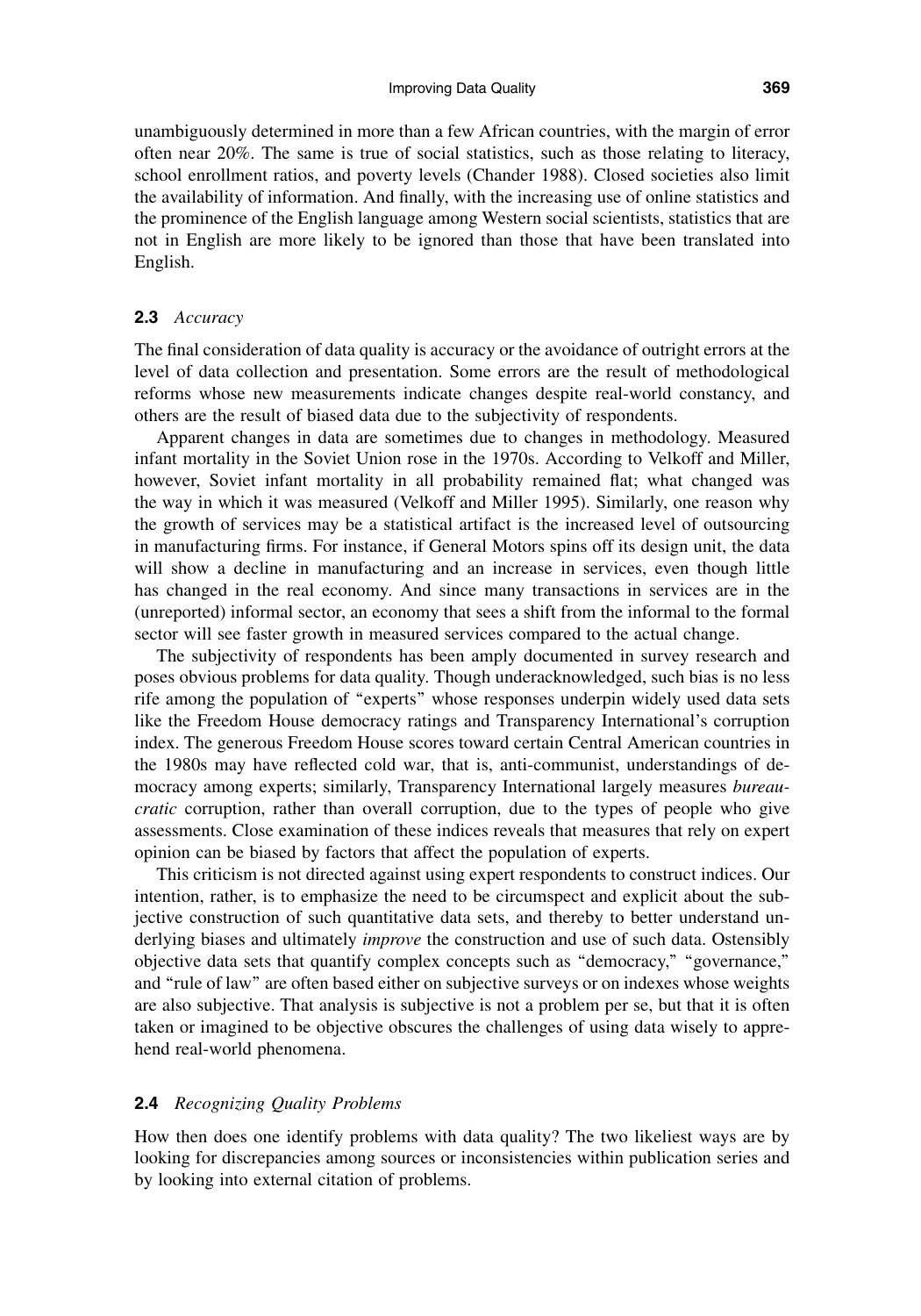unambiguously determined in more than a few African countries, with the margin of error often near 20%. The same is true of social statistics, such as those relating to literacy, school enrollment ratios, and poverty levels (Chander 1988). Closed societies also limit the availability of information. And finally, with the increasing use of online statistics and the prominence of the English language among Western social scientists, statistics that are not in English are more likely to be ignored than those that have been translated into English.

### 2.3 *Accuracy*

The final consideration of data quality is accuracy or the avoidance of outright errors at the level of data collection and presentation. Some errors are the result of methodological reforms whose new measurements indicate changes despite real-world constancy, and others are the result of biased data due to the subjectivity of respondents.

Apparent changes in data are sometimes due to changes in methodology. Measured infant mortality in the Soviet Union rose in the 1970s. According to Velkoff and Miller, however, Soviet infant mortality in all probability remained flat; what changed was the way in which it was measured (Velkoff and Miller 1995). Similarly, one reason why the growth of services may be a statistical artifact is the increased level of outsourcing in manufacturing firms. For instance, if General Motors spins off its design unit, the data will show a decline in manufacturing and an increase in services, even though little has changed in the real economy. And since many transactions in services are in the (unreported) informal sector, an economy that sees a shift from the informal to the formal sector will see faster growth in measured services compared to the actual change.

The subjectivity of respondents has been amply documented in survey research and poses obvious problems for data quality. Though underacknowledged, such bias is no less rife among the population of "experts" whose responses underpin widely used data sets like the Freedom House democracy ratings and Transparency International's corruption index. The generous Freedom House scores toward certain Central American countries in the 1980s may have reflected cold war, that is, anti-communist, understandings of democracy among experts; similarly, Transparency International largely measures *bureaucratic* corruption, rather than overall corruption, due to the types of people who give assessments. Close examination of these indices reveals that measures that rely on expert opinion can be biased by factors that affect the population of experts.

This criticism is not directed against using expert respondents to construct indices. Our intention, rather, is to emphasize the need to be circumspect and explicit about the subjective construction of such quantitative data sets, and thereby to better understand underlying biases and ultimately *improve* the construction and use of such data. Ostensibly objective data sets that quantify complex concepts such as "democracy," "governance," and "rule of law" are often based either on subjective surveys or on indexes whose weights are also subjective. That analysis is subjective is not a problem per se, but that it is often taken or imagined to be objective obscures the challenges of using data wisely to apprehend real-world phenomena.

### 2.4 *Recognizing Quality Problems*

How then does one identify problems with data quality? The two likeliest ways are by looking for discrepancies among sources or inconsistencies within publication series and by looking into external citation of problems.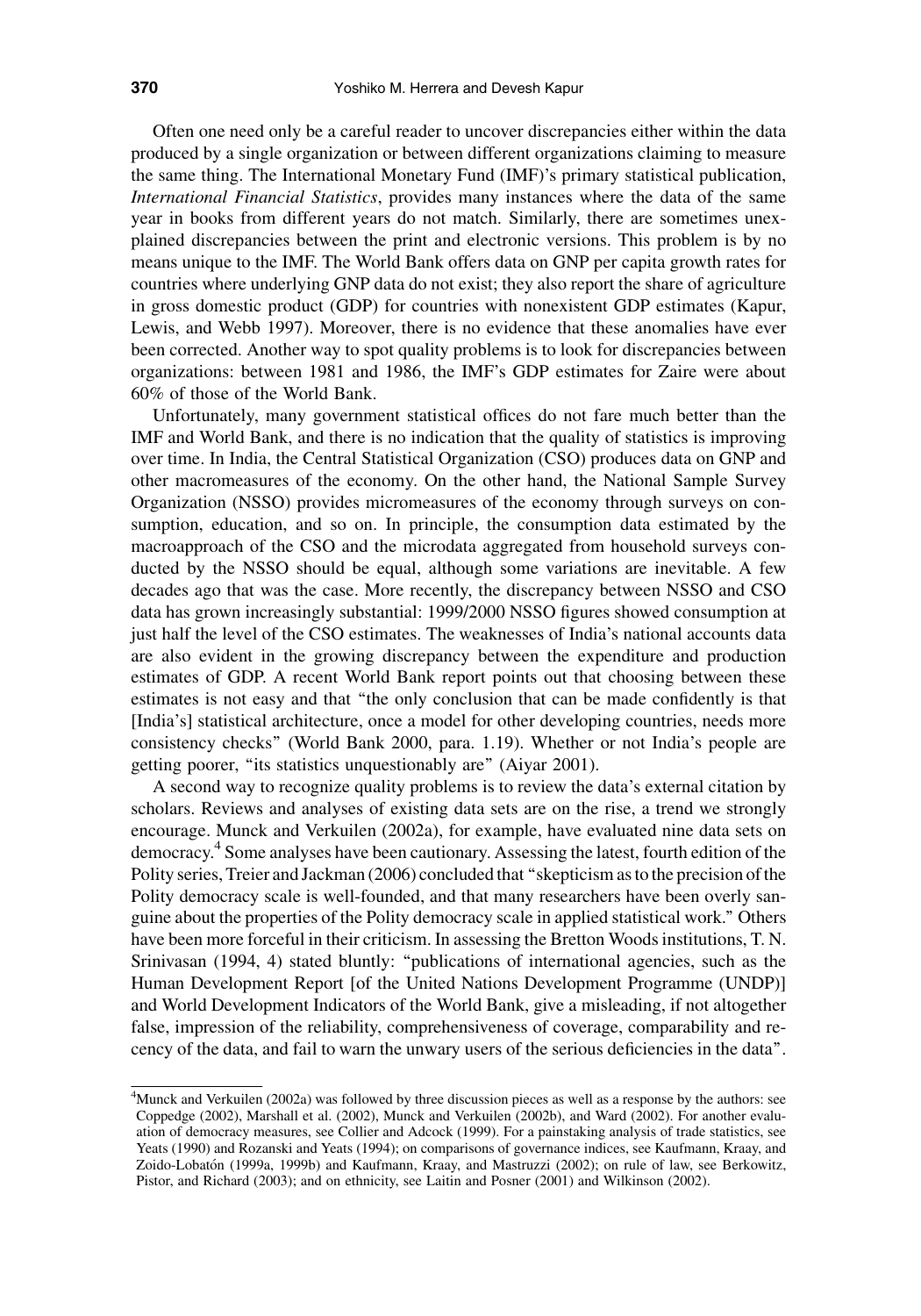Often one need only be a careful reader to uncover discrepancies either within the data produced by a single organization or between different organizations claiming to measure the same thing. The International Monetary Fund (IMF)'s primary statistical publication, *International Financial Statistics*, provides many instances where the data of the same year in books from different years do not match. Similarly, there are sometimes unexplained discrepancies between the print and electronic versions. This problem is by no means unique to the IMF. The World Bank offers data on GNP per capita growth rates for countries where underlying GNP data do not exist; they also report the share of agriculture in gross domestic product (GDP) for countries with nonexistent GDP estimates (Kapur, Lewis, and Webb 1997). Moreover, there is no evidence that these anomalies have ever been corrected. Another way to spot quality problems is to look for discrepancies between organizations: between 1981 and 1986, the IMF's GDP estimates for Zaire were about 60% of those of the World Bank.

Unfortunately, many government statistical offices do not fare much better than the IMF and World Bank, and there is no indication that the quality of statistics is improving over time. In India, the Central Statistical Organization (CSO) produces data on GNP and other macromeasures of the economy. On the other hand, the National Sample Survey Organization (NSSO) provides micromeasures of the economy through surveys on consumption, education, and so on. In principle, the consumption data estimated by the macroapproach of the CSO and the microdata aggregated from household surveys conducted by the NSSO should be equal, although some variations are inevitable. A few decades ago that was the case. More recently, the discrepancy between NSSO and CSO data has grown increasingly substantial: 1999/2000 NSSO figures showed consumption at just half the level of the CSO estimates. The weaknesses of India's national accounts data are also evident in the growing discrepancy between the expenditure and production estimates of GDP. A recent World Bank report points out that choosing between these estimates is not easy and that "the only conclusion that can be made confidently is that [India's] statistical architecture, once a model for other developing countries, needs more consistency checks" (World Bank 2000, para. 1.19). Whether or not India's people are getting poorer, "its statistics unquestionably are" (Aiyar 2001).

A second way to recognize quality problems is to review the data's external citation by scholars. Reviews and analyses of existing data sets are on the rise, a trend we strongly encourage. Munck and Verkuilen (2002a), for example, have evaluated nine data sets on democracy.[4] Some analyses have been cautionary. Assessing the latest, fourth edition of the Polity series, Treier and Jackman (2006) concluded that "skepticism as to the precision of the Polity democracy scale is well-founded, and that many researchers have been overly sanguine about the properties of the Polity democracy scale in applied statistical work." Others have been more forceful in their criticism. In assessing the Bretton Woods institutions, T. N. Srinivasan (1994, 4) stated bluntly: "publications of international agencies, such as the Human Development Report [of the United Nations Development Programme (UNDP)] and World Development Indicators of the World Bank, give a misleading, if not altogether false, impression of the reliability, comprehensiveness of coverage, comparability and recency of the data, and fail to warn the unwary users of the serious deficiencies in the data".

[4]Munck and Verkuilen (2002a) was followed by three discussion pieces as well as a response by the authors: see Coppedge (2002), Marshall et al. (2002), Munck and Verkuilen (2002b), and Ward (2002). For another evaluation of democracy measures, see Collier and Adcock (1999). For a painstaking analysis of trade statistics, see Yeats (1990) and Rozanski and Yeats (1994); on comparisons of governance indices, see Kaufmann, Kraay, and Zoido-Lobatón (1999a, 1999b) and Kaufmann, Kraay, and Mastruzzi (2002); on rule of law, see Berkowitz, Pistor, and Richard (2003); and on ethnicity, see Laitin and Posner (2001) and Wilkinson (2002).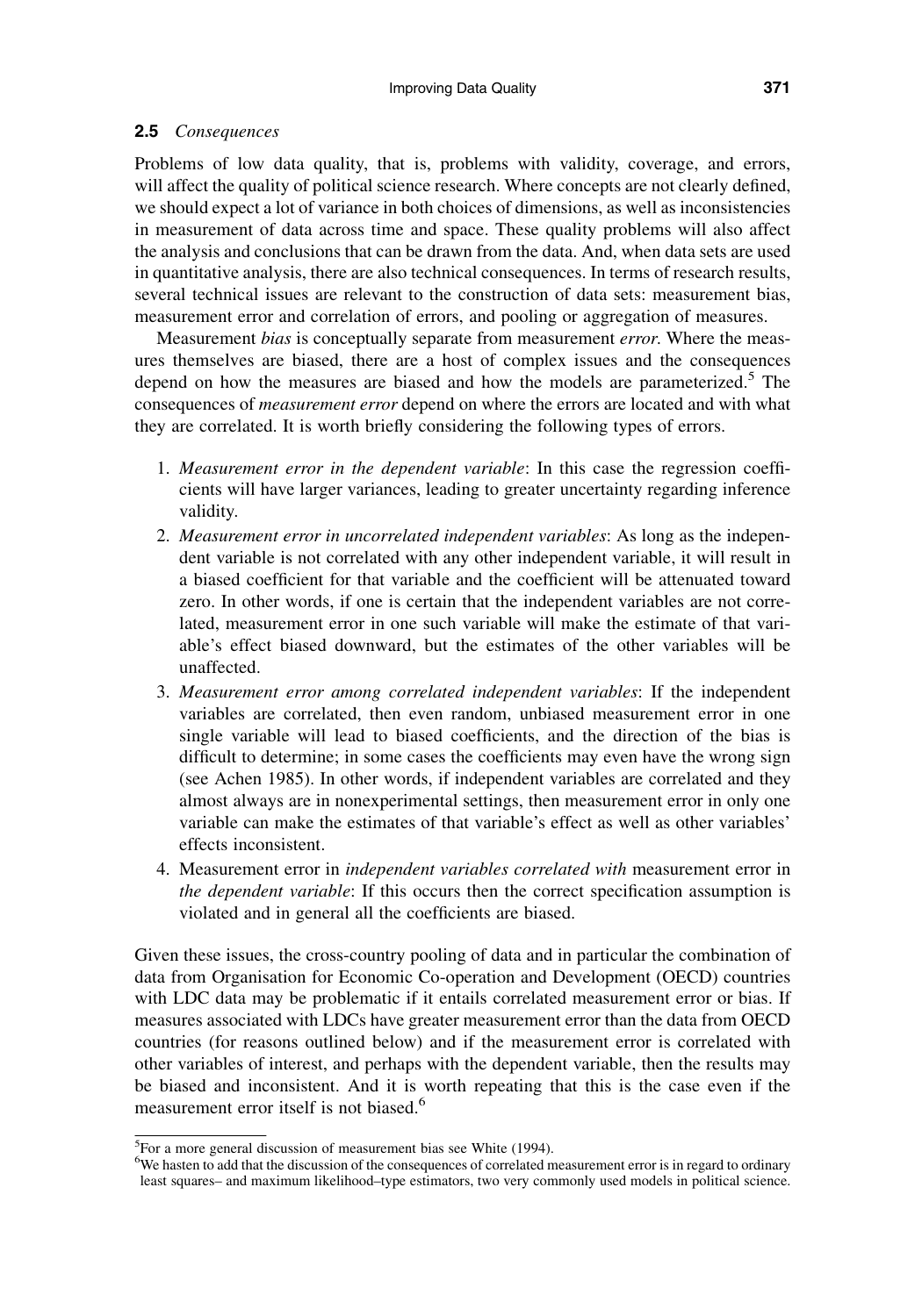### 2.5 *Consequences*

Problems of low data quality, that is, problems with validity, coverage, and errors, will affect the quality of political science research. Where concepts are not clearly defined, we should expect a lot of variance in both choices of dimensions, as well as inconsistencies in measurement of data across time and space. These quality problems will also affect the analysis and conclusions that can be drawn from the data. And, when data sets are used in quantitative analysis, there are also technical consequences. In terms of research results, several technical issues are relevant to the construction of data sets: measurement bias, measurement error and correlation of errors, and pooling or aggregation of measures.

Measurement *bias* is conceptually separate from measurement *error*. Where the measures themselves are biased, there are a host of complex issues and the consequences depend on how the measures are biased and how the models are parameterized.[5] The consequences of *measurement error* depend on where the errors are located and with what they are correlated. It is worth briefly considering the following types of errors.

1. *Measurement error in the dependent variable*: In this case the regression coefficients will have larger variances, leading to greater uncertainty regarding inference validity.
2. *Measurement error in uncorrelated independent variables*: As long as the independent variable is not correlated with any other independent variable, it will result in a biased coefficient for that variable and the coefficient will be attenuated toward zero. In other words, if one is certain that the independent variables are not correlated, measurement error in one such variable will make the estimate of that variable's effect biased downward, but the estimates of the other variables will be unaffected.
3. *Measurement error among correlated independent variables*: If the independent variables are correlated, then even random, unbiased measurement error in one single variable will lead to biased coefficients, and the direction of the bias is difficult to determine; in some cases the coefficients may even have the wrong sign (see Achen 1985). In other words, if independent variables are correlated and they almost always are in nonexperimental settings, then measurement error in only one variable can make the estimates of that variable's effect as well as other variables' effects inconsistent.
4. Measurement error in *independent variables correlated with* measurement error in *the dependent variable*: If this occurs then the correct specification assumption is violated and in general all the coefficients are biased.

Given these issues, the cross-country pooling of data and in particular the combination of data from Organisation for Economic Co-operation and Development (OECD) countries with LDC data may be problematic if it entails correlated measurement error or bias. If measures associated with LDCs have greater measurement error than the data from OECD countries (for reasons outlined below) and if the measurement error is correlated with other variables of interest, and perhaps with the dependent variable, then the results may be biased and inconsistent. And it is worth repeating that this is the case even if the measurement error itself is not biased.[6]

---

[5] For a more general discussion of measurement bias see White (1994).

[6] We hasten to add that the discussion of the consequences of correlated measurement error is in regard to ordinary least squares– and maximum likelihood–type estimators, two very commonly used models in political science.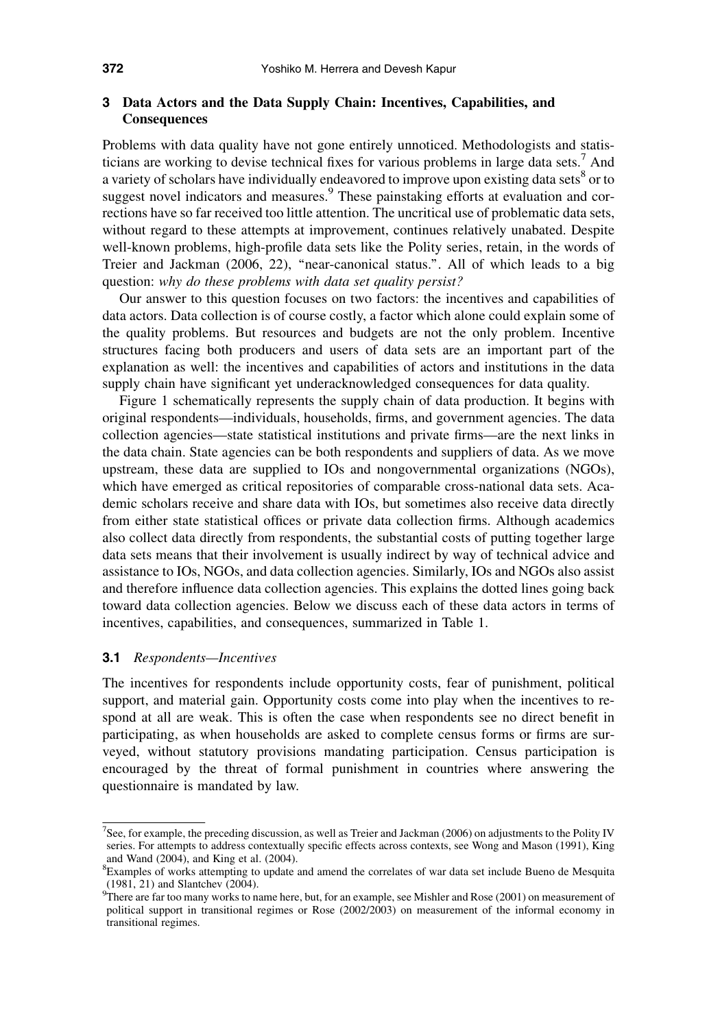## 3 Data Actors and the Data Supply Chain: Incentives, Capabilities, and Consequences

Problems with data quality have not gone entirely unnoticed. Methodologists and statisticians are working to devise technical fixes for various problems in large data sets.[7] And a variety of scholars have individually endeavored to improve upon existing data sets[8] or to suggest novel indicators and measures.[9] These painstaking efforts at evaluation and corrections have so far received too little attention. The uncritical use of problematic data sets, without regard to these attempts at improvement, continues relatively unabated. Despite well-known problems, high-profile data sets like the Polity series, retain, in the words of Treier and Jackman (2006, 22), "near-canonical status.". All of which leads to a big question: *why do these problems with data set quality persist?*

Our answer to this question focuses on two factors: the incentives and capabilities of data actors. Data collection is of course costly, a factor which alone could explain some of the quality problems. But resources and budgets are not the only problem. Incentive structures facing both producers and users of data sets are an important part of the explanation as well: the incentives and capabilities of actors and institutions in the data supply chain have significant yet underacknowledged consequences for data quality.

Figure 1 schematically represents the supply chain of data production. It begins with original respondents—individuals, households, firms, and government agencies. The data collection agencies—state statistical institutions and private firms—are the next links in the data chain. State agencies can be both respondents and suppliers of data. As we move upstream, these data are supplied to IOs and nongovernmental organizations (NGOs), which have emerged as critical repositories of comparable cross-national data sets. Academic scholars receive and share data with IOs, but sometimes also receive data directly from either state statistical offices or private data collection firms. Although academics also collect data directly from respondents, the substantial costs of putting together large data sets means that their involvement is usually indirect by way of technical advice and assistance to IOs, NGOs, and data collection agencies. Similarly, IOs and NGOs also assist and therefore influence data collection agencies. This explains the dotted lines going back toward data collection agencies. Below we discuss each of these data actors in terms of incentives, capabilities, and consequences, summarized in Table 1.

### 3.1 *Respondents—Incentives*

The incentives for respondents include opportunity costs, fear of punishment, political support, and material gain. Opportunity costs come into play when the incentives to respond at all are weak. This is often the case when respondents see no direct benefit in participating, as when households are asked to complete census forms or firms are surveyed, without statutory provisions mandating participation. Census participation is encouraged by the threat of formal punishment in countries where answering the questionnaire is mandated by law.

---

[7] See, for example, the preceding discussion, as well as Treier and Jackman (2006) on adjustments to the Polity IV series. For attempts to address contextually specific effects across contexts, see Wong and Mason (1991), King and Wand (2004), and King et al. (2004).

[8] Examples of works attempting to update and amend the correlates of war data set include Bueno de Mesquita (1981, 21) and Slantchev (2004).

[9] There are far too many works to name here, but, for an example, see Mishler and Rose (2001) on measurement of political support in transitional regimes or Rose (2002/2003) on measurement of the informal economy in transitional regimes.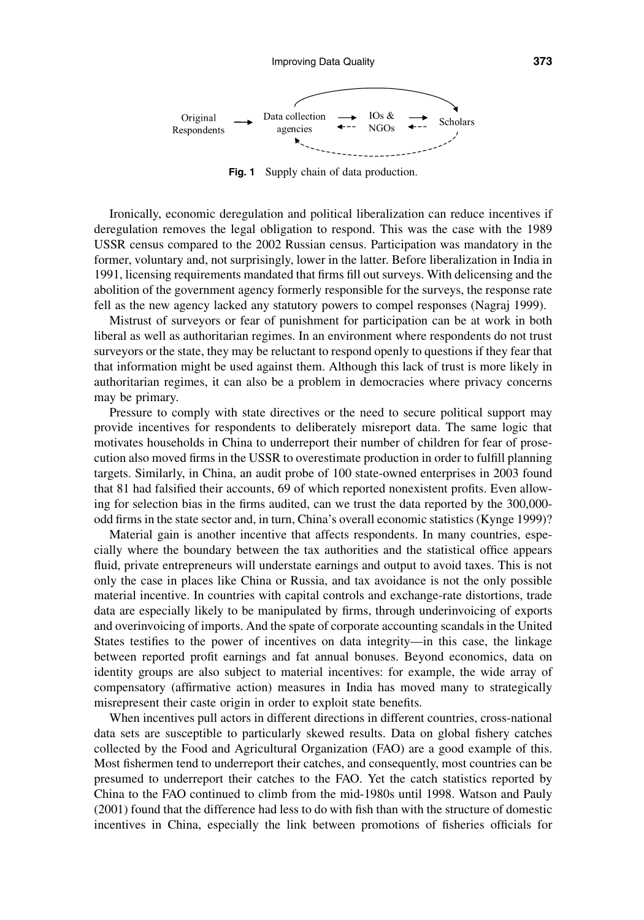```
                                       ┌──────────────────────────────────────────────┐
                                       │                                              ▼
Original     ──▶   Data collection   ──▶   IOs &    ──▶   Scholars
Respondents        agencies          ◀--   NGOs     ◀--
                       ▲                                      ╎
                       └ - - - - - - - - - - - - - - - - - - -┘
```

**Fig. 1** Supply chain of data production.

Ironically, economic deregulation and political liberalization can reduce incentives if deregulation removes the legal obligation to respond. This was the case with the 1989 USSR census compared to the 2002 Russian census. Participation was mandatory in the former, voluntary and, not surprisingly, lower in the latter. Before liberalization in India in 1991, licensing requirements mandated that firms fill out surveys. With delicensing and the abolition of the government agency formerly responsible for the surveys, the response rate fell as the new agency lacked any statutory powers to compel responses (Nagraj 1999).

Mistrust of surveyors or fear of punishment for participation can be at work in both liberal as well as authoritarian regimes. In an environment where respondents do not trust surveyors or the state, they may be reluctant to respond openly to questions if they fear that that information might be used against them. Although this lack of trust is more likely in authoritarian regimes, it can also be a problem in democracies where privacy concerns may be primary.

Pressure to comply with state directives or the need to secure political support may provide incentives for respondents to deliberately misreport data. The same logic that motivates households in China to underreport their number of children for fear of prosecution also moved firms in the USSR to overestimate production in order to fulfill planning targets. Similarly, in China, an audit probe of 100 state-owned enterprises in 2003 found that 81 had falsified their accounts, 69 of which reported nonexistent profits. Even allowing for selection bias in the firms audited, can we trust the data reported by the 300,000-odd firms in the state sector and, in turn, China's overall economic statistics (Kynge 1999)?

Material gain is another incentive that affects respondents. In many countries, especially where the boundary between the tax authorities and the statistical office appears fluid, private entrepreneurs will understate earnings and output to avoid taxes. This is not only the case in places like China or Russia, and tax avoidance is not the only possible material incentive. In countries with capital controls and exchange-rate distortions, trade data are especially likely to be manipulated by firms, through underinvoicing of exports and overinvoicing of imports. And the spate of corporate accounting scandals in the United States testifies to the power of incentives on data integrity—in this case, the linkage between reported profit earnings and fat annual bonuses. Beyond economics, data on identity groups are also subject to material incentives: for example, the wide array of compensatory (affirmative action) measures in India has moved many to strategically misrepresent their caste origin in order to exploit state benefits.

When incentives pull actors in different directions in different countries, cross-national data sets are susceptible to particularly skewed results. Data on global fishery catches collected by the Food and Agricultural Organization (FAO) are a good example of this. Most fishermen tend to underreport their catches, and consequently, most countries can be presumed to underreport their catches to the FAO. Yet the catch statistics reported by China to the FAO continued to climb from the mid-1980s until 1998. Watson and Pauly (2001) found that the difference had less to do with fish than with the structure of domestic incentives in China, especially the link between promotions of fisheries officials for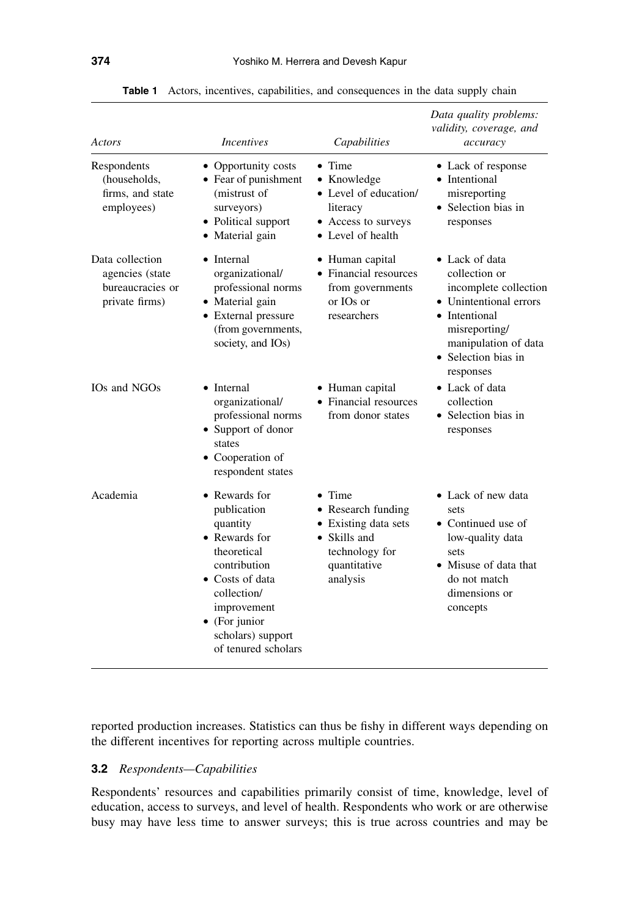**Table 1** Actors, incentives, capabilities, and consequences in the data supply chain

| *Actors* | *Incentives* | *Capabilities* | *Data quality problems: validity, coverage, and accuracy* |
|---|---|---|---|
| Respondents (households, firms, and state employees) | • Opportunity costs<br>• Fear of punishment (mistrust of surveyors)<br>• Political support<br>• Material gain | • Time<br>• Knowledge<br>• Level of education/ literacy<br>• Access to surveys<br>• Level of health | • Lack of response<br>• Intentional misreporting<br>• Selection bias in responses |
| Data collection agencies (state bureaucracies or private firms) | • Internal organizational/ professional norms<br>• Material gain<br>• External pressure (from governments, society, and IOs) | • Human capital<br>• Financial resources from governments or IOs or researchers | • Lack of data collection or incomplete collection<br>• Unintentional errors<br>• Intentional misreporting/ manipulation of data<br>• Selection bias in responses |
| IOs and NGOs | • Internal organizational/ professional norms<br>• Support of donor states<br>• Cooperation of respondent states | • Human capital<br>• Financial resources from donor states | • Lack of data collection<br>• Selection bias in responses |
| Academia | • Rewards for publication quantity<br>• Rewards for theoretical contribution<br>• Costs of data collection/ improvement<br>• (For junior scholars) support of tenured scholars | • Time<br>• Research funding<br>• Existing data sets<br>• Skills and technology for quantitative analysis | • Lack of new data sets<br>• Continued use of low-quality data sets<br>• Misuse of data that do not match dimensions or concepts |

reported production increases. Statistics can thus be fishy in different ways depending on the different incentives for reporting across multiple countries.

### 3.2 *Respondents—Capabilities*

Respondents' resources and capabilities primarily consist of time, knowledge, level of education, access to surveys, and level of health. Respondents who work or are otherwise busy may have less time to answer surveys; this is true across countries and may be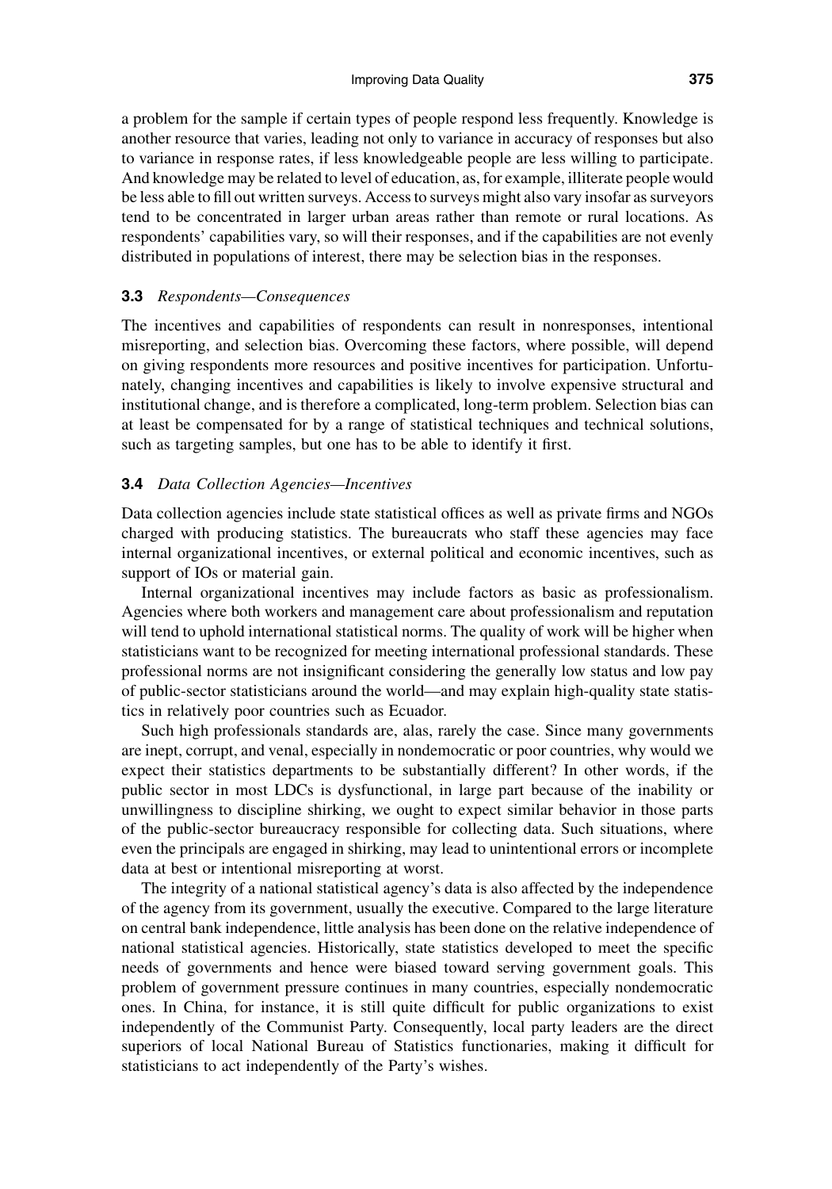a problem for the sample if certain types of people respond less frequently. Knowledge is another resource that varies, leading not only to variance in accuracy of responses but also to variance in response rates, if less knowledgeable people are less willing to participate. And knowledge may be related to level of education, as, for example, illiterate people would be less able to fill out written surveys. Access to surveys might also vary insofar as surveyors tend to be concentrated in larger urban areas rather than remote or rural locations. As respondents' capabilities vary, so will their responses, and if the capabilities are not evenly distributed in populations of interest, there may be selection bias in the responses.

### **3.3** *Respondents—Consequences*

The incentives and capabilities of respondents can result in nonresponses, intentional misreporting, and selection bias. Overcoming these factors, where possible, will depend on giving respondents more resources and positive incentives for participation. Unfortunately, changing incentives and capabilities is likely to involve expensive structural and institutional change, and is therefore a complicated, long-term problem. Selection bias can at least be compensated for by a range of statistical techniques and technical solutions, such as targeting samples, but one has to be able to identify it first.

### **3.4** *Data Collection Agencies—Incentives*

Data collection agencies include state statistical offices as well as private firms and NGOs charged with producing statistics. The bureaucrats who staff these agencies may face internal organizational incentives, or external political and economic incentives, such as support of IOs or material gain.

Internal organizational incentives may include factors as basic as professionalism. Agencies where both workers and management care about professionalism and reputation will tend to uphold international statistical norms. The quality of work will be higher when statisticians want to be recognized for meeting international professional standards. These professional norms are not insignificant considering the generally low status and low pay of public-sector statisticians around the world—and may explain high-quality state statistics in relatively poor countries such as Ecuador.

Such high professionals standards are, alas, rarely the case. Since many governments are inept, corrupt, and venal, especially in nondemocratic or poor countries, why would we expect their statistics departments to be substantially different? In other words, if the public sector in most LDCs is dysfunctional, in large part because of the inability or unwillingness to discipline shirking, we ought to expect similar behavior in those parts of the public-sector bureaucracy responsible for collecting data. Such situations, where even the principals are engaged in shirking, may lead to unintentional errors or incomplete data at best or intentional misreporting at worst.

The integrity of a national statistical agency's data is also affected by the independence of the agency from its government, usually the executive. Compared to the large literature on central bank independence, little analysis has been done on the relative independence of national statistical agencies. Historically, state statistics developed to meet the specific needs of governments and hence were biased toward serving government goals. This problem of government pressure continues in many countries, especially nondemocratic ones. In China, for instance, it is still quite difficult for public organizations to exist independently of the Communist Party. Consequently, local party leaders are the direct superiors of local National Bureau of Statistics functionaries, making it difficult for statisticians to act independently of the Party's wishes.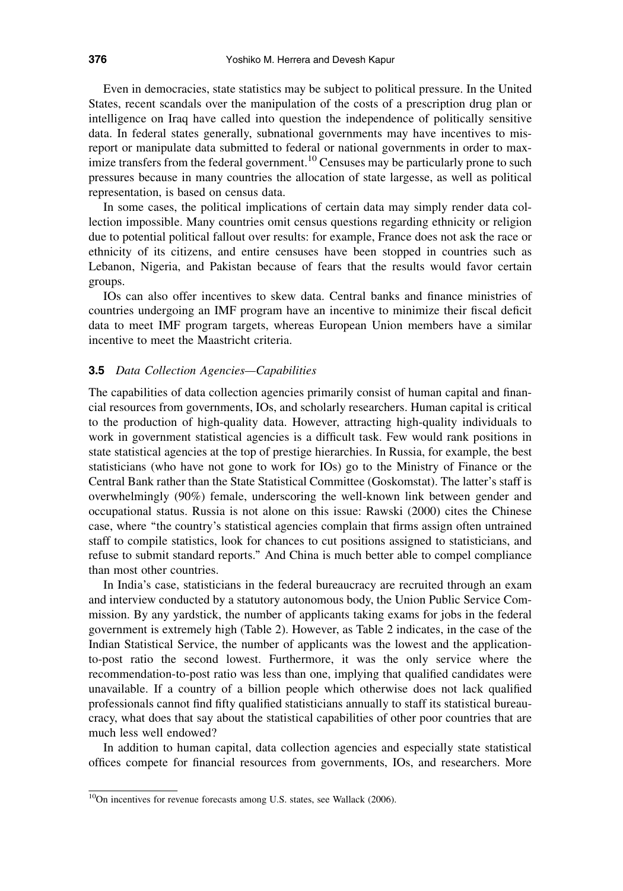Even in democracies, state statistics may be subject to political pressure. In the United States, recent scandals over the manipulation of the costs of a prescription drug plan or intelligence on Iraq have called into question the independence of politically sensitive data. In federal states generally, subnational governments may have incentives to misreport or manipulate data submitted to federal or national governments in order to maximize transfers from the federal government.[10] Censuses may be particularly prone to such pressures because in many countries the allocation of state largesse, as well as political representation, is based on census data.

In some cases, the political implications of certain data may simply render data collection impossible. Many countries omit census questions regarding ethnicity or religion due to potential political fallout over results: for example, France does not ask the race or ethnicity of its citizens, and entire censuses have been stopped in countries such as Lebanon, Nigeria, and Pakistan because of fears that the results would favor certain groups.

IOs can also offer incentives to skew data. Central banks and finance ministries of countries undergoing an IMF program have an incentive to minimize their fiscal deficit data to meet IMF program targets, whereas European Union members have a similar incentive to meet the Maastricht criteria.

### 3.5 *Data Collection Agencies—Capabilities*

The capabilities of data collection agencies primarily consist of human capital and financial resources from governments, IOs, and scholarly researchers. Human capital is critical to the production of high-quality data. However, attracting high-quality individuals to work in government statistical agencies is a difficult task. Few would rank positions in state statistical agencies at the top of prestige hierarchies. In Russia, for example, the best statisticians (who have not gone to work for IOs) go to the Ministry of Finance or the Central Bank rather than the State Statistical Committee (Goskomstat). The latter's staff is overwhelmingly (90%) female, underscoring the well-known link between gender and occupational status. Russia is not alone on this issue: Rawski (2000) cites the Chinese case, where "the country's statistical agencies complain that firms assign often untrained staff to compile statistics, look for chances to cut positions assigned to statisticians, and refuse to submit standard reports." And China is much better able to compel compliance than most other countries.

In India's case, statisticians in the federal bureaucracy are recruited through an exam and interview conducted by a statutory autonomous body, the Union Public Service Commission. By any yardstick, the number of applicants taking exams for jobs in the federal government is extremely high (Table 2). However, as Table 2 indicates, in the case of the Indian Statistical Service, the number of applicants was the lowest and the application-to-post ratio the second lowest. Furthermore, it was the only service where the recommendation-to-post ratio was less than one, implying that qualified candidates were unavailable. If a country of a billion people which otherwise does not lack qualified professionals cannot find fifty qualified statisticians annually to staff its statistical bureaucracy, what does that say about the statistical capabilities of other poor countries that are much less well endowed?

In addition to human capital, data collection agencies and especially state statistical offices compete for financial resources from governments, IOs, and researchers. More

[10]On incentives for revenue forecasts among U.S. states, see Wallack (2006).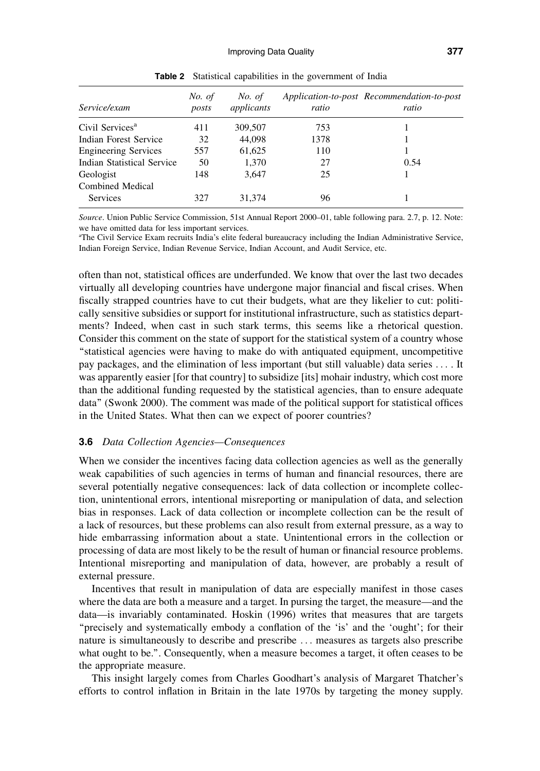**Table 2** Statistical capabilities in the government of India

| *Service/exam* | *No. of posts* | *No. of applicants* | *Application-to-post ratio* | *Recommendation-to-post ratio* |
|---|---|---|---|---|
| Civil Services[a] | 411 | 309,507 | 753 | 1 |
| Indian Forest Service | 32 | 44,098 | 1378 | 1 |
| Engineering Services | 557 | 61,625 | 110 | 1 |
| Indian Statistical Service | 50 | 1,370 | 27 | 0.54 |
| Geologist | 148 | 3,647 | 25 | 1 |
| Combined Medical Services | 327 | 31,374 | 96 | 1 |

*Source*. Union Public Service Commission, 51st Annual Report 2000–01, table following para. 2.7, p. 12. Note: we have omitted data for less important services.

[a]The Civil Service Exam recruits India's elite federal bureaucracy including the Indian Administrative Service, Indian Foreign Service, Indian Revenue Service, Indian Account, and Audit Service, etc.

often than not, statistical offices are underfunded. We know that over the last two decades virtually all developing countries have undergone major financial and fiscal crises. When fiscally strapped countries have to cut their budgets, what are they likelier to cut: politically sensitive subsidies or support for institutional infrastructure, such as statistics departments? Indeed, when cast in such stark terms, this seems like a rhetorical question. Consider this comment on the state of support for the statistical system of a country whose "statistical agencies were having to make do with antiquated equipment, uncompetitive pay packages, and the elimination of less important (but still valuable) data series . . . . It was apparently easier [for that country] to subsidize [its] mohair industry, which cost more than the additional funding requested by the statistical agencies, than to ensure adequate data" (Swonk 2000). The comment was made of the political support for statistical offices in the United States. What then can we expect of poorer countries?

### 3.6 *Data Collection Agencies—Consequences*

When we consider the incentives facing data collection agencies as well as the generally weak capabilities of such agencies in terms of human and financial resources, there are several potentially negative consequences: lack of data collection or incomplete collection, unintentional errors, intentional misreporting or manipulation of data, and selection bias in responses. Lack of data collection or incomplete collection can be the result of a lack of resources, but these problems can also result from external pressure, as a way to hide embarrassing information about a state. Unintentional errors in the collection or processing of data are most likely to be the result of human or financial resource problems. Intentional misreporting and manipulation of data, however, are probably a result of external pressure.

Incentives that result in manipulation of data are especially manifest in those cases where the data are both a measure and a target. In pursing the target, the measure—and the data—is invariably contaminated. Hoskin (1996) writes that measures that are targets "precisely and systematically embody a conflation of the 'is' and the 'ought'; for their nature is simultaneously to describe and prescribe . . . measures as targets also prescribe what ought to be.". Consequently, when a measure becomes a target, it often ceases to be the appropriate measure.

This insight largely comes from Charles Goodhart's analysis of Margaret Thatcher's efforts to control inflation in Britain in the late 1970s by targeting the money supply.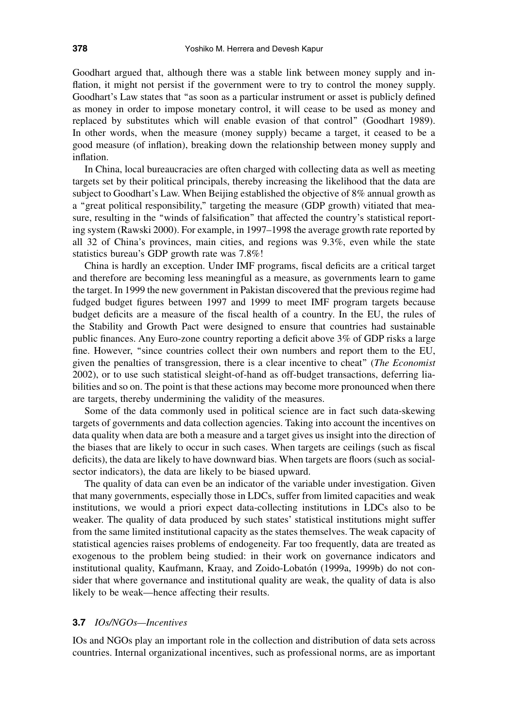Goodhart argued that, although there was a stable link between money supply and inflation, it might not persist if the government were to try to control the money supply. Goodhart's Law states that "as soon as a particular instrument or asset is publicly defined as money in order to impose monetary control, it will cease to be used as money and replaced by substitutes which will enable evasion of that control" (Goodhart 1989). In other words, when the measure (money supply) became a target, it ceased to be a good measure (of inflation), breaking down the relationship between money supply and inflation.

In China, local bureaucracies are often charged with collecting data as well as meeting targets set by their political principals, thereby increasing the likelihood that the data are subject to Goodhart's Law. When Beijing established the objective of 8% annual growth as a "great political responsibility," targeting the measure (GDP growth) vitiated that measure, resulting in the "winds of falsification" that affected the country's statistical reporting system (Rawski 2000). For example, in 1997–1998 the average growth rate reported by all 32 of China's provinces, main cities, and regions was 9.3%, even while the state statistics bureau's GDP growth rate was 7.8%!

China is hardly an exception. Under IMF programs, fiscal deficits are a critical target and therefore are becoming less meaningful as a measure, as governments learn to game the target. In 1999 the new government in Pakistan discovered that the previous regime had fudged budget figures between 1997 and 1999 to meet IMF program targets because budget deficits are a measure of the fiscal health of a country. In the EU, the rules of the Stability and Growth Pact were designed to ensure that countries had sustainable public finances. Any Euro-zone country reporting a deficit above 3% of GDP risks a large fine. However, "since countries collect their own numbers and report them to the EU, given the penalties of transgression, there is a clear incentive to cheat" (*The Economist* 2002), or to use such statistical sleight-of-hand as off-budget transactions, deferring liabilities and so on. The point is that these actions may become more pronounced when there are targets, thereby undermining the validity of the measures.

Some of the data commonly used in political science are in fact such data-skewing targets of governments and data collection agencies. Taking into account the incentives on data quality when data are both a measure and a target gives us insight into the direction of the biases that are likely to occur in such cases. When targets are ceilings (such as fiscal deficits), the data are likely to have downward bias. When targets are floors (such as social-sector indicators), the data are likely to be biased upward.

The quality of data can even be an indicator of the variable under investigation. Given that many governments, especially those in LDCs, suffer from limited capacities and weak institutions, we would a priori expect data-collecting institutions in LDCs also to be weaker. The quality of data produced by such states' statistical institutions might suffer from the same limited institutional capacity as the states themselves. The weak capacity of statistical agencies raises problems of endogeneity. Far too frequently, data are treated as exogenous to the problem being studied: in their work on governance indicators and institutional quality, Kaufmann, Kraay, and Zoido-Lobatón (1999a, 1999b) do not consider that where governance and institutional quality are weak, the quality of data is also likely to be weak—hence affecting their results.

### 3.7 *IOs/NGOs—Incentives*

IOs and NGOs play an important role in the collection and distribution of data sets across countries. Internal organizational incentives, such as professional norms, are as important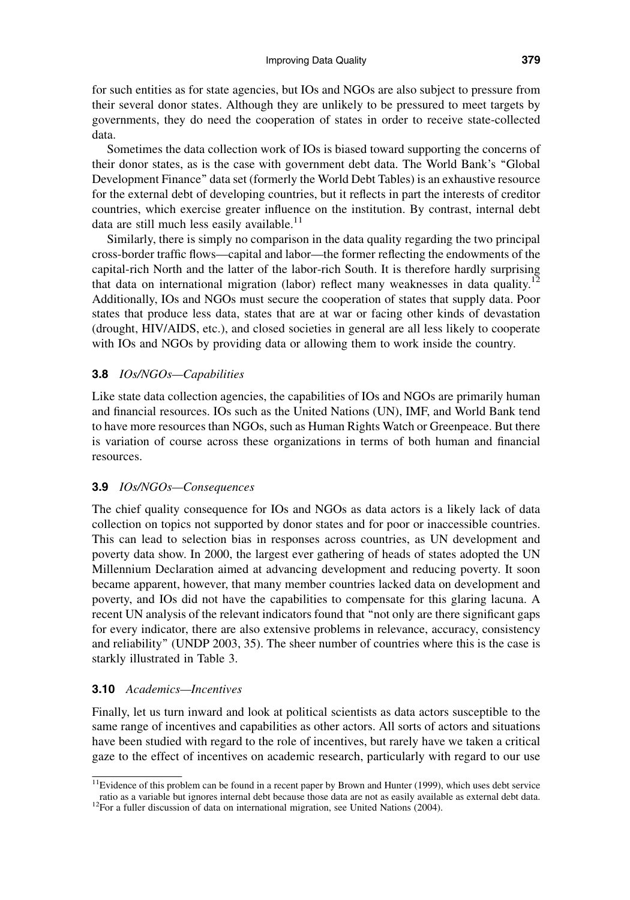for such entities as for state agencies, but IOs and NGOs are also subject to pressure from their several donor states. Although they are unlikely to be pressured to meet targets by governments, they do need the cooperation of states in order to receive state-collected data.

Sometimes the data collection work of IOs is biased toward supporting the concerns of their donor states, as is the case with government debt data. The World Bank's "Global Development Finance" data set (formerly the World Debt Tables) is an exhaustive resource for the external debt of developing countries, but it reflects in part the interests of creditor countries, which exercise greater influence on the institution. By contrast, internal debt data are still much less easily available.[11]

Similarly, there is simply no comparison in the data quality regarding the two principal cross-border traffic flows—capital and labor—the former reflecting the endowments of the capital-rich North and the latter of the labor-rich South. It is therefore hardly surprising that data on international migration (labor) reflect many weaknesses in data quality.[12] Additionally, IOs and NGOs must secure the cooperation of states that supply data. Poor states that produce less data, states that are at war or facing other kinds of devastation (drought, HIV/AIDS, etc.), and closed societies in general are all less likely to cooperate with IOs and NGOs by providing data or allowing them to work inside the country.

### 3.8 *IOs/NGOs—Capabilities*

Like state data collection agencies, the capabilities of IOs and NGOs are primarily human and financial resources. IOs such as the United Nations (UN), IMF, and World Bank tend to have more resources than NGOs, such as Human Rights Watch or Greenpeace. But there is variation of course across these organizations in terms of both human and financial resources.

### 3.9 *IOs/NGOs—Consequences*

The chief quality consequence for IOs and NGOs as data actors is a likely lack of data collection on topics not supported by donor states and for poor or inaccessible countries. This can lead to selection bias in responses across countries, as UN development and poverty data show. In 2000, the largest ever gathering of heads of states adopted the UN Millennium Declaration aimed at advancing development and reducing poverty. It soon became apparent, however, that many member countries lacked data on development and poverty, and IOs did not have the capabilities to compensate for this glaring lacuna. A recent UN analysis of the relevant indicators found that "not only are there significant gaps for every indicator, there are also extensive problems in relevance, accuracy, consistency and reliability" (UNDP 2003, 35). The sheer number of countries where this is the case is starkly illustrated in Table 3.

### 3.10 *Academics—Incentives*

Finally, let us turn inward and look at political scientists as data actors susceptible to the same range of incentives and capabilities as other actors. All sorts of actors and situations have been studied with regard to the role of incentives, but rarely have we taken a critical gaze to the effect of incentives on academic research, particularly with regard to our use

---

[11]Evidence of this problem can be found in a recent paper by Brown and Hunter (1999), which uses debt service ratio as a variable but ignores internal debt because those data are not as easily available as external debt data.

[12]For a fuller discussion of data on international migration, see United Nations (2004).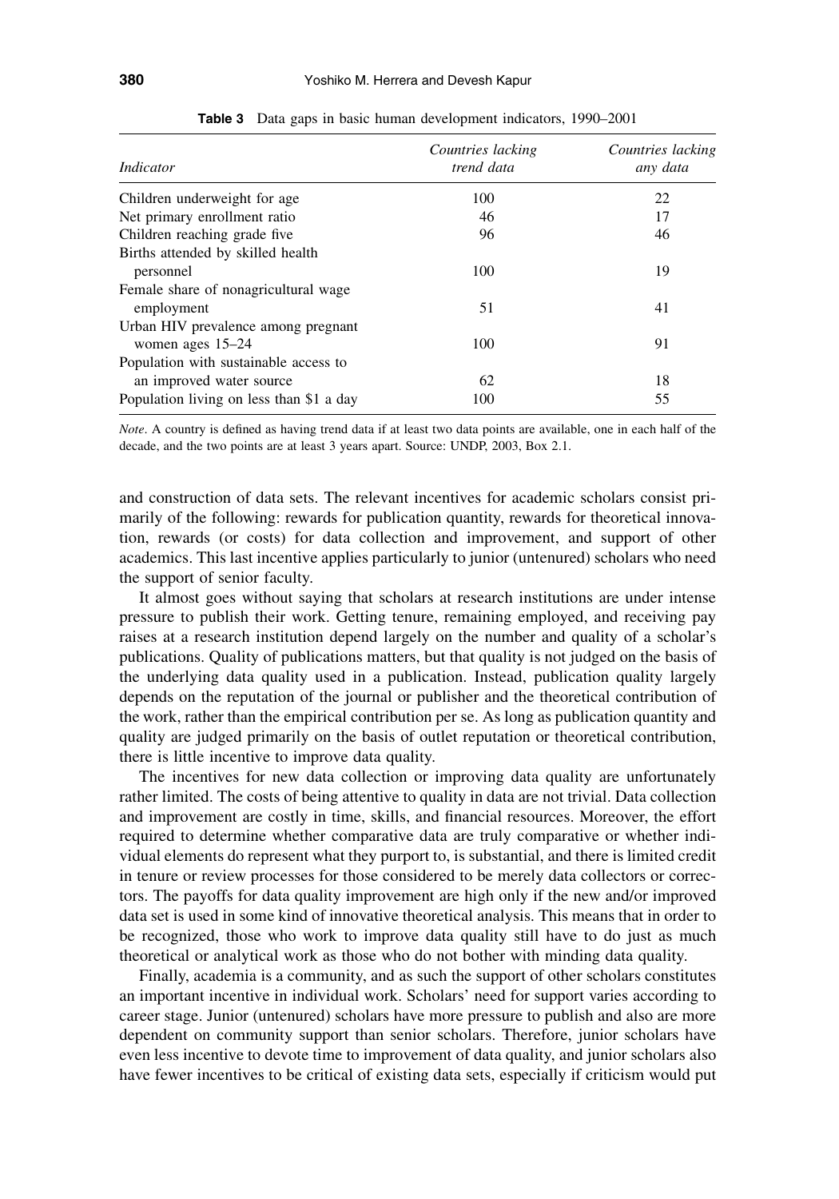**Table 3** Data gaps in basic human development indicators, 1990–2001

| *Indicator* | *Countries lacking trend data* | *Countries lacking any data* |
|---|---|---|
| Children underweight for age | 100 | 22 |
| Net primary enrollment ratio | 46 | 17 |
| Children reaching grade five | 96 | 46 |
| Births attended by skilled health personnel | 100 | 19 |
| Female share of nonagricultural wage employment | 51 | 41 |
| Urban HIV prevalence among pregnant women ages 15–24 | 100 | 91 |
| Population with sustainable access to an improved water source | 62 | 18 |
| Population living on less than $1 a day | 100 | 55 |

*Note*. A country is defined as having trend data if at least two data points are available, one in each half of the decade, and the two points are at least 3 years apart. Source: UNDP, 2003, Box 2.1.

and construction of data sets. The relevant incentives for academic scholars consist primarily of the following: rewards for publication quantity, rewards for theoretical innovation, rewards (or costs) for data collection and improvement, and support of other academics. This last incentive applies particularly to junior (untenured) scholars who need the support of senior faculty.

It almost goes without saying that scholars at research institutions are under intense pressure to publish their work. Getting tenure, remaining employed, and receiving pay raises at a research institution depend largely on the number and quality of a scholar's publications. Quality of publications matters, but that quality is not judged on the basis of the underlying data quality used in a publication. Instead, publication quality largely depends on the reputation of the journal or publisher and the theoretical contribution of the work, rather than the empirical contribution per se. As long as publication quantity and quality are judged primarily on the basis of outlet reputation or theoretical contribution, there is little incentive to improve data quality.

The incentives for new data collection or improving data quality are unfortunately rather limited. The costs of being attentive to quality in data are not trivial. Data collection and improvement are costly in time, skills, and financial resources. Moreover, the effort required to determine whether comparative data are truly comparative or whether individual elements do represent what they purport to, is substantial, and there is limited credit in tenure or review processes for those considered to be merely data collectors or correctors. The payoffs for data quality improvement are high only if the new and/or improved data set is used in some kind of innovative theoretical analysis. This means that in order to be recognized, those who work to improve data quality still have to do just as much theoretical or analytical work as those who do not bother with minding data quality.

Finally, academia is a community, and as such the support of other scholars constitutes an important incentive in individual work. Scholars' need for support varies according to career stage. Junior (untenured) scholars have more pressure to publish and also are more dependent on community support than senior scholars. Therefore, junior scholars have even less incentive to devote time to improvement of data quality, and junior scholars also have fewer incentives to be critical of existing data sets, especially if criticism would put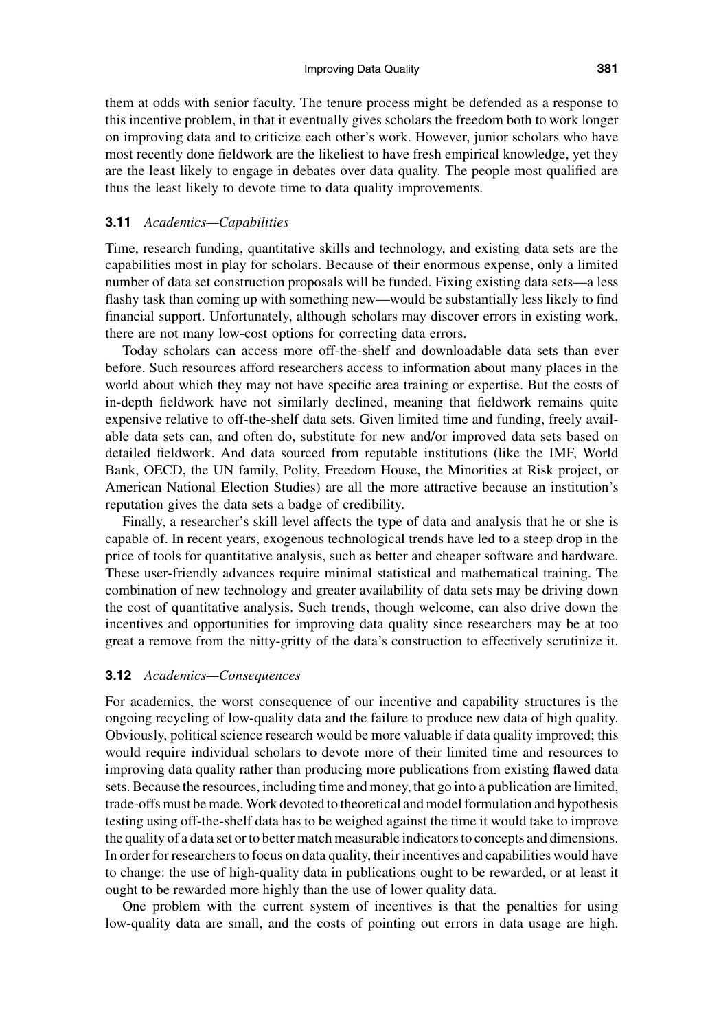them at odds with senior faculty. The tenure process might be defended as a response to this incentive problem, in that it eventually gives scholars the freedom both to work longer on improving data and to criticize each other's work. However, junior scholars who have most recently done fieldwork are the likeliest to have fresh empirical knowledge, yet they are the least likely to engage in debates over data quality. The people most qualified are thus the least likely to devote time to data quality improvements.

### **3.11** *Academics—Capabilities*

Time, research funding, quantitative skills and technology, and existing data sets are the capabilities most in play for scholars. Because of their enormous expense, only a limited number of data set construction proposals will be funded. Fixing existing data sets—a less flashy task than coming up with something new—would be substantially less likely to find financial support. Unfortunately, although scholars may discover errors in existing work, there are not many low-cost options for correcting data errors.

Today scholars can access more off-the-shelf and downloadable data sets than ever before. Such resources afford researchers access to information about many places in the world about which they may not have specific area training or expertise. But the costs of in-depth fieldwork have not similarly declined, meaning that fieldwork remains quite expensive relative to off-the-shelf data sets. Given limited time and funding, freely available data sets can, and often do, substitute for new and/or improved data sets based on detailed fieldwork. And data sourced from reputable institutions (like the IMF, World Bank, OECD, the UN family, Polity, Freedom House, the Minorities at Risk project, or American National Election Studies) are all the more attractive because an institution's reputation gives the data sets a badge of credibility.

Finally, a researcher's skill level affects the type of data and analysis that he or she is capable of. In recent years, exogenous technological trends have led to a steep drop in the price of tools for quantitative analysis, such as better and cheaper software and hardware. These user-friendly advances require minimal statistical and mathematical training. The combination of new technology and greater availability of data sets may be driving down the cost of quantitative analysis. Such trends, though welcome, can also drive down the incentives and opportunities for improving data quality since researchers may be at too great a remove from the nitty-gritty of the data's construction to effectively scrutinize it.

### **3.12** *Academics—Consequences*

For academics, the worst consequence of our incentive and capability structures is the ongoing recycling of low-quality data and the failure to produce new data of high quality. Obviously, political science research would be more valuable if data quality improved; this would require individual scholars to devote more of their limited time and resources to improving data quality rather than producing more publications from existing flawed data sets. Because the resources, including time and money, that go into a publication are limited, trade-offs must be made. Work devoted to theoretical and model formulation and hypothesis testing using off-the-shelf data has to be weighed against the time it would take to improve the quality of a data set or to better match measurable indicators to concepts and dimensions. In order for researchers to focus on data quality, their incentives and capabilities would have to change: the use of high-quality data in publications ought to be rewarded, or at least it ought to be rewarded more highly than the use of lower quality data.

One problem with the current system of incentives is that the penalties for using low-quality data are small, and the costs of pointing out errors in data usage are high.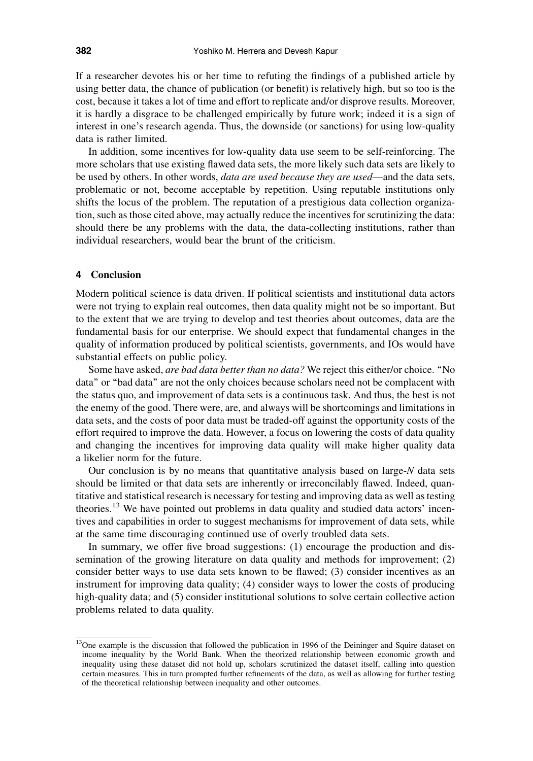If a researcher devotes his or her time to refuting the findings of a published article by using better data, the chance of publication (or benefit) is relatively high, but so too is the cost, because it takes a lot of time and effort to replicate and/or disprove results. Moreover, it is hardly a disgrace to be challenged empirically by future work; indeed it is a sign of interest in one's research agenda. Thus, the downside (or sanctions) for using low-quality data is rather limited.

In addition, some incentives for low-quality data use seem to be self-reinforcing. The more scholars that use existing flawed data sets, the more likely such data sets are likely to be used by others. In other words, *data are used because they are used*—and the data sets, problematic or not, become acceptable by repetition. Using reputable institutions only shifts the locus of the problem. The reputation of a prestigious data collection organization, such as those cited above, may actually reduce the incentives for scrutinizing the data: should there be any problems with the data, the data-collecting institutions, rather than individual researchers, would bear the brunt of the criticism.

## 4 Conclusion

Modern political science is data driven. If political scientists and institutional data actors were not trying to explain real outcomes, then data quality might not be so important. But to the extent that we are trying to develop and test theories about outcomes, data are the fundamental basis for our enterprise. We should expect that fundamental changes in the quality of information produced by political scientists, governments, and IOs would have substantial effects on public policy.

Some have asked, *are bad data better than no data?* We reject this either/or choice. "No data" or "bad data" are not the only choices because scholars need not be complacent with the status quo, and improvement of data sets is a continuous task. And thus, the best is not the enemy of the good. There were, are, and always will be shortcomings and limitations in data sets, and the costs of poor data must be traded-off against the opportunity costs of the effort required to improve the data. However, a focus on lowering the costs of data quality and changing the incentives for improving data quality will make higher quality data a likelier norm for the future.

Our conclusion is by no means that quantitative analysis based on large-*N* data sets should be limited or that data sets are inherently or irreconcilably flawed. Indeed, quantitative and statistical research is necessary for testing and improving data as well as testing theories.[13] We have pointed out problems in data quality and studied data actors' incentives and capabilities in order to suggest mechanisms for improvement of data sets, while at the same time discouraging continued use of overly troubled data sets.

In summary, we offer five broad suggestions: (1) encourage the production and dissemination of the growing literature on data quality and methods for improvement; (2) consider better ways to use data sets known to be flawed; (3) consider incentives as an instrument for improving data quality; (4) consider ways to lower the costs of producing high-quality data; and (5) consider institutional solutions to solve certain collective action problems related to data quality.

[13] One example is the discussion that followed the publication in 1996 of the Deininger and Squire dataset on income inequality by the World Bank. When the theorized relationship between economic growth and inequality using these dataset did not hold up, scholars scrutinized the dataset itself, calling into question certain measures. This in turn prompted further refinements of the data, as well as allowing for further testing of the theoretical relationship between inequality and other outcomes.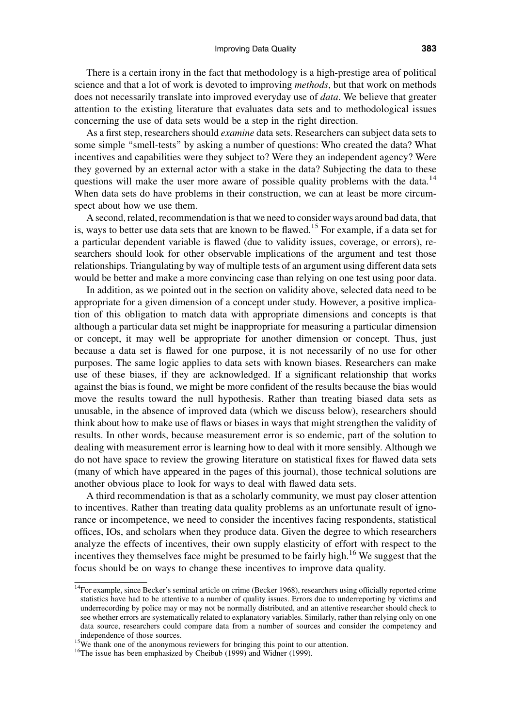There is a certain irony in the fact that methodology is a high-prestige area of political science and that a lot of work is devoted to improving *methods*, but that work on methods does not necessarily translate into improved everyday use of *data*. We believe that greater attention to the existing literature that evaluates data sets and to methodological issues concerning the use of data sets would be a step in the right direction.

As a first step, researchers should *examine* data sets. Researchers can subject data sets to some simple "smell-tests" by asking a number of questions: Who created the data? What incentives and capabilities were they subject to? Were they an independent agency? Were they governed by an external actor with a stake in the data? Subjecting the data to these questions will make the user more aware of possible quality problems with the data.[14] When data sets do have problems in their construction, we can at least be more circumspect about how we use them.

A second, related, recommendation is that we need to consider ways around bad data, that is, ways to better use data sets that are known to be flawed.[15] For example, if a data set for a particular dependent variable is flawed (due to validity issues, coverage, or errors), researchers should look for other observable implications of the argument and test those relationships. Triangulating by way of multiple tests of an argument using different data sets would be better and make a more convincing case than relying on one test using poor data.

In addition, as we pointed out in the section on validity above, selected data need to be appropriate for a given dimension of a concept under study. However, a positive implication of this obligation to match data with appropriate dimensions and concepts is that although a particular data set might be inappropriate for measuring a particular dimension or concept, it may well be appropriate for another dimension or concept. Thus, just because a data set is flawed for one purpose, it is not necessarily of no use for other purposes. The same logic applies to data sets with known biases. Researchers can make use of these biases, if they are acknowledged. If a significant relationship that works against the bias is found, we might be more confident of the results because the bias would move the results toward the null hypothesis. Rather than treating biased data sets as unusable, in the absence of improved data (which we discuss below), researchers should think about how to make use of flaws or biases in ways that might strengthen the validity of results. In other words, because measurement error is so endemic, part of the solution to dealing with measurement error is learning how to deal with it more sensibly. Although we do not have space to review the growing literature on statistical fixes for flawed data sets (many of which have appeared in the pages of this journal), those technical solutions are another obvious place to look for ways to deal with flawed data sets.

A third recommendation is that as a scholarly community, we must pay closer attention to incentives. Rather than treating data quality problems as an unfortunate result of ignorance or incompetence, we need to consider the incentives facing respondents, statistical offices, IOs, and scholars when they produce data. Given the degree to which researchers analyze the effects of incentives, their own supply elasticity of effort with respect to the incentives they themselves face might be presumed to be fairly high.[16] We suggest that the focus should be on ways to change these incentives to improve data quality.

---

[14] For example, since Becker's seminal article on crime (Becker 1968), researchers using officially reported crime statistics have had to be attentive to a number of quality issues. Errors due to underreporting by victims and underrecording by police may or may not be normally distributed, and an attentive researcher should check to see whether errors are systematically related to explanatory variables. Similarly, rather than relying only on one data source, researchers could compare data from a number of sources and consider the competency and independence of those sources.

[15] We thank one of the anonymous reviewers for bringing this point to our attention.

[16] The issue has been emphasized by Cheibub (1999) and Widner (1999).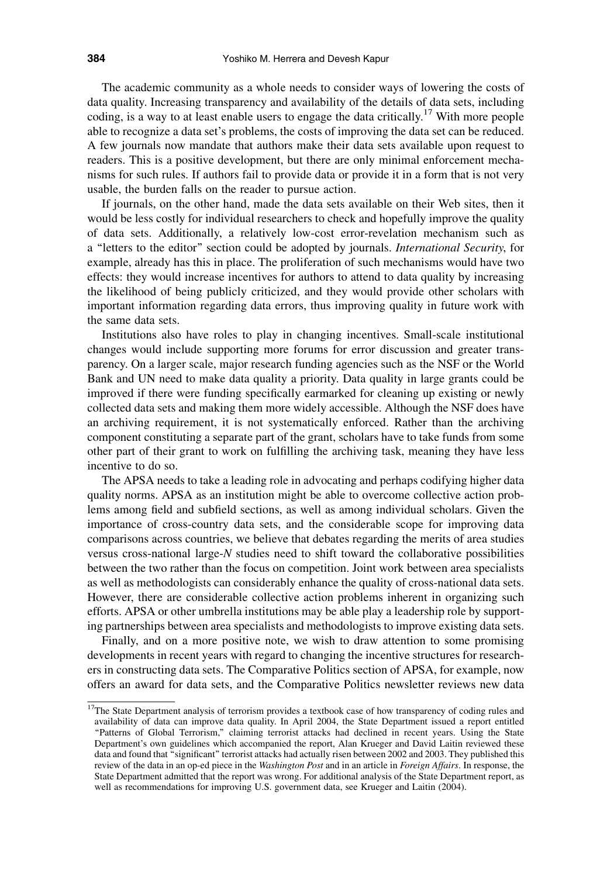The academic community as a whole needs to consider ways of lowering the costs of data quality. Increasing transparency and availability of the details of data sets, including coding, is a way to at least enable users to engage the data critically.[17] With more people able to recognize a data set's problems, the costs of improving the data set can be reduced. A few journals now mandate that authors make their data sets available upon request to readers. This is a positive development, but there are only minimal enforcement mechanisms for such rules. If authors fail to provide data or provide it in a form that is not very usable, the burden falls on the reader to pursue action.

If journals, on the other hand, made the data sets available on their Web sites, then it would be less costly for individual researchers to check and hopefully improve the quality of data sets. Additionally, a relatively low-cost error-revelation mechanism such as a "letters to the editor" section could be adopted by journals. *International Security*, for example, already has this in place. The proliferation of such mechanisms would have two effects: they would increase incentives for authors to attend to data quality by increasing the likelihood of being publicly criticized, and they would provide other scholars with important information regarding data errors, thus improving quality in future work with the same data sets.

Institutions also have roles to play in changing incentives. Small-scale institutional changes would include supporting more forums for error discussion and greater transparency. On a larger scale, major research funding agencies such as the NSF or the World Bank and UN need to make data quality a priority. Data quality in large grants could be improved if there were funding specifically earmarked for cleaning up existing or newly collected data sets and making them more widely accessible. Although the NSF does have an archiving requirement, it is not systematically enforced. Rather than the archiving component constituting a separate part of the grant, scholars have to take funds from some other part of their grant to work on fulfilling the archiving task, meaning they have less incentive to do so.

The APSA needs to take a leading role in advocating and perhaps codifying higher data quality norms. APSA as an institution might be able to overcome collective action problems among field and subfield sections, as well as among individual scholars. Given the importance of cross-country data sets, and the considerable scope for improving data comparisons across countries, we believe that debates regarding the merits of area studies versus cross-national large-*N* studies need to shift toward the collaborative possibilities between the two rather than the focus on competition. Joint work between area specialists as well as methodologists can considerably enhance the quality of cross-national data sets. However, there are considerable collective action problems inherent in organizing such efforts. APSA or other umbrella institutions may be able play a leadership role by supporting partnerships between area specialists and methodologists to improve existing data sets.

Finally, and on a more positive note, we wish to draw attention to some promising developments in recent years with regard to changing the incentive structures for researchers in constructing data sets. The Comparative Politics section of APSA, for example, now offers an award for data sets, and the Comparative Politics newsletter reviews new data

[17] The State Department analysis of terrorism provides a textbook case of how transparency of coding rules and availability of data can improve data quality. In April 2004, the State Department issued a report entitled "Patterns of Global Terrorism," claiming terrorist attacks had declined in recent years. Using the State Department's own guidelines which accompanied the report, Alan Krueger and David Laitin reviewed these data and found that "significant" terrorist attacks had actually risen between 2002 and 2003. They published this review of the data in an op-ed piece in the *Washington Post* and in an article in *Foreign Affairs*. In response, the State Department admitted that the report was wrong. For additional analysis of the State Department report, as well as recommendations for improving U.S. government data, see Krueger and Laitin (2004).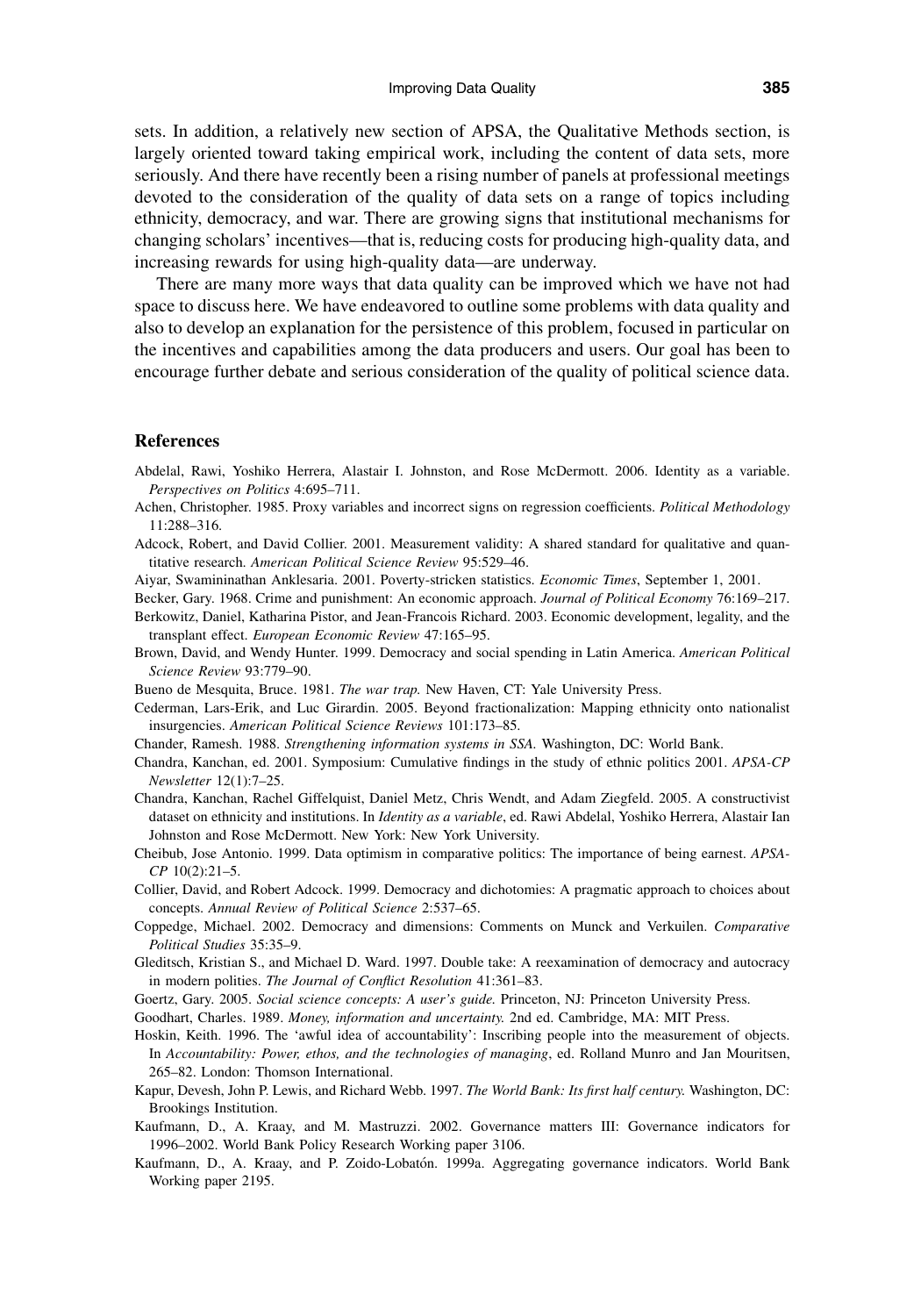sets. In addition, a relatively new section of APSA, the Qualitative Methods section, is largely oriented toward taking empirical work, including the content of data sets, more seriously. And there have recently been a rising number of panels at professional meetings devoted to the consideration of the quality of data sets on a range of topics including ethnicity, democracy, and war. There are growing signs that institutional mechanisms for changing scholars' incentives—that is, reducing costs for producing high-quality data, and increasing rewards for using high-quality data—are underway.

There are many more ways that data quality can be improved which we have not had space to discuss here. We have endeavored to outline some problems with data quality and also to develop an explanation for the persistence of this problem, focused in particular on the incentives and capabilities among the data producers and users. Our goal has been to encourage further debate and serious consideration of the quality of political science data.

## References

Abdelal, Rawi, Yoshiko Herrera, Alastair I. Johnston, and Rose McDermott. 2006. Identity as a variable. *Perspectives on Politics* 4:695–711.

Achen, Christopher. 1985. Proxy variables and incorrect signs on regression coefficients. *Political Methodology* 11:288–316.

Adcock, Robert, and David Collier. 2001. Measurement validity: A shared standard for qualitative and quantitative research. *American Political Science Review* 95:529–46.

Aiyar, Swamininathan Anklesaria. 2001. Poverty-stricken statistics. *Economic Times*, September 1, 2001.

Becker, Gary. 1968. Crime and punishment: An economic approach. *Journal of Political Economy* 76:169–217.

Berkowitz, Daniel, Katharina Pistor, and Jean-Francois Richard. 2003. Economic development, legality, and the transplant effect. *European Economic Review* 47:165–95.

Brown, David, and Wendy Hunter. 1999. Democracy and social spending in Latin America. *American Political Science Review* 93:779–90.

Bueno de Mesquita, Bruce. 1981. *The war trap.* New Haven, CT: Yale University Press.

Cederman, Lars-Erik, and Luc Girardin. 2005. Beyond fractionalization: Mapping ethnicity onto nationalist insurgencies. *American Political Science Reviews* 101:173–85.

Chander, Ramesh. 1988. *Strengthening information systems in SSA.* Washington, DC: World Bank.

Chandra, Kanchan, ed. 2001. Symposium: Cumulative findings in the study of ethnic politics 2001. *APSA-CP Newsletter* 12(1):7–25.

Chandra, Kanchan, Rachel Giffelquist, Daniel Metz, Chris Wendt, and Adam Ziegfeld. 2005. A constructivist dataset on ethnicity and institutions. In *Identity as a variable*, ed. Rawi Abdelal, Yoshiko Herrera, Alastair Ian Johnston and Rose McDermott. New York: New York University.

Cheibub, Jose Antonio. 1999. Data optimism in comparative politics: The importance of being earnest. *APSA-CP* 10(2):21–5.

Collier, David, and Robert Adcock. 1999. Democracy and dichotomies: A pragmatic approach to choices about concepts. *Annual Review of Political Science* 2:537–65.

Coppedge, Michael. 2002. Democracy and dimensions: Comments on Munck and Verkuilen. *Comparative Political Studies* 35:35–9.

Gleditsch, Kristian S., and Michael D. Ward. 1997. Double take: A reexamination of democracy and autocracy in modern polities. *The Journal of Conflict Resolution* 41:361–83.

Goertz, Gary. 2005. *Social science concepts: A user's guide.* Princeton, NJ: Princeton University Press.

Goodhart, Charles. 1989. *Money, information and uncertainty.* 2nd ed. Cambridge, MA: MIT Press.

Hoskin, Keith. 1996. The 'awful idea of accountability': Inscribing people into the measurement of objects. In *Accountability: Power, ethos, and the technologies of managing*, ed. Rolland Munro and Jan Mouritsen, 265–82. London: Thomson International.

Kapur, Devesh, John P. Lewis, and Richard Webb. 1997. *The World Bank: Its first half century.* Washington, DC: Brookings Institution.

Kaufmann, D., A. Kraay, and M. Mastruzzi. 2002. Governance matters III: Governance indicators for 1996–2002. World Bank Policy Research Working paper 3106.

Kaufmann, D., A. Kraay, and P. Zoido-Lobatón. 1999a. Aggregating governance indicators. World Bank Working paper 2195.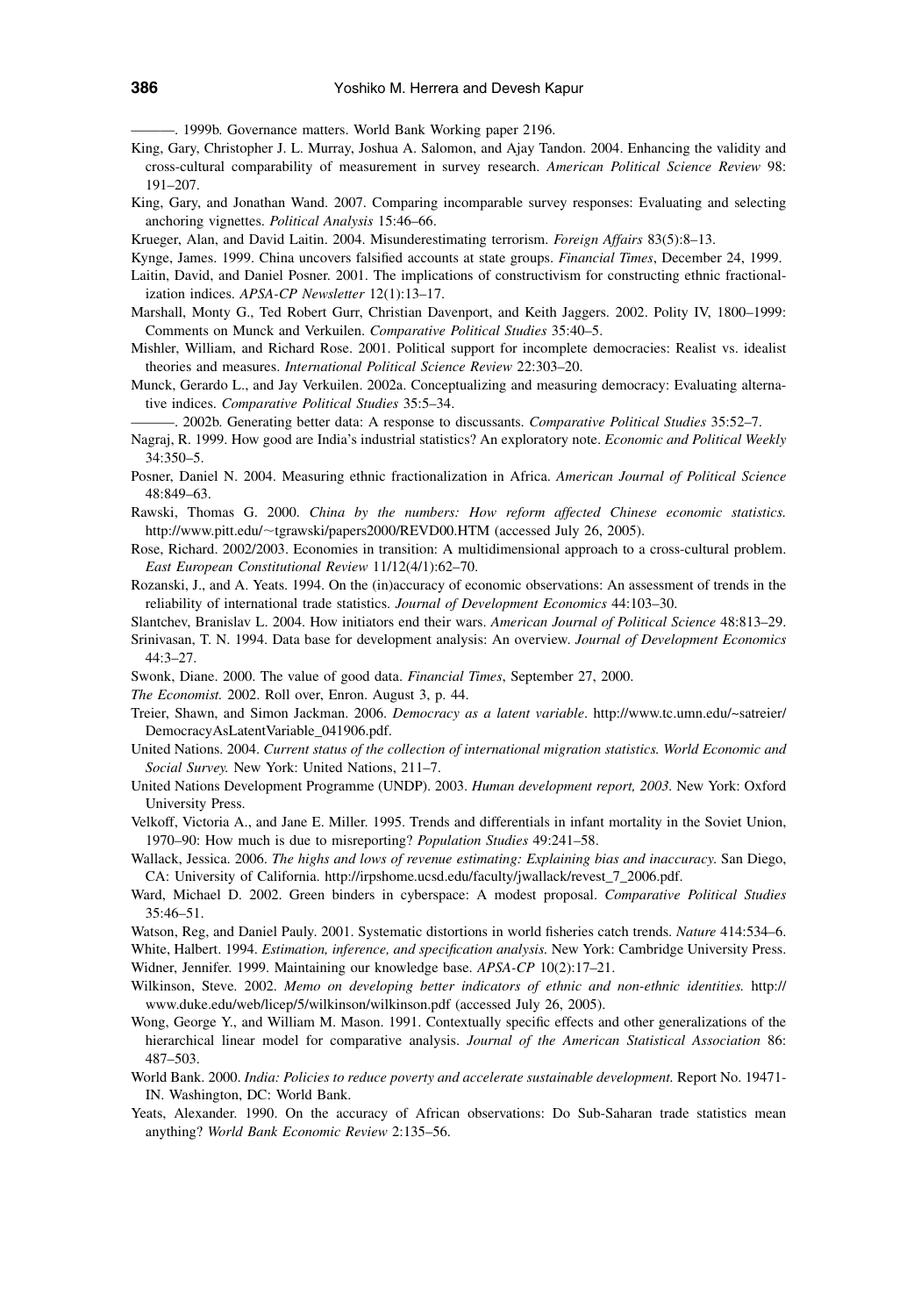———. 1999b. Governance matters. World Bank Working paper 2196.

King, Gary, Christopher J. L. Murray, Joshua A. Salomon, and Ajay Tandon. 2004. Enhancing the validity and cross-cultural comparability of measurement in survey research. *American Political Science Review* 98: 191–207.

King, Gary, and Jonathan Wand. 2007. Comparing incomparable survey responses: Evaluating and selecting anchoring vignettes. *Political Analysis* 15:46–66.

Krueger, Alan, and David Laitin. 2004. Misunderestimating terrorism. *Foreign Affairs* 83(5):8–13.

Kynge, James. 1999. China uncovers falsified accounts at state groups. *Financial Times*, December 24, 1999.

Laitin, David, and Daniel Posner. 2001. The implications of constructivism for constructing ethnic fractionalization indices. *APSA-CP Newsletter* 12(1):13–17.

Marshall, Monty G., Ted Robert Gurr, Christian Davenport, and Keith Jaggers. 2002. Polity IV, 1800–1999: Comments on Munck and Verkuilen. *Comparative Political Studies* 35:40–5.

Mishler, William, and Richard Rose. 2001. Political support for incomplete democracies: Realist vs. idealist theories and measures. *International Political Science Review* 22:303–20.

Munck, Gerardo L., and Jay Verkuilen. 2002a. Conceptualizing and measuring democracy: Evaluating alternative indices. *Comparative Political Studies* 35:5–34.

———. 2002b. Generating better data: A response to discussants. *Comparative Political Studies* 35:52–7.

Nagraj, R. 1999. How good are India's industrial statistics? An exploratory note. *Economic and Political Weekly* 34:350–5.

Posner, Daniel N. 2004. Measuring ethnic fractionalization in Africa. *American Journal of Political Science* 48:849–63.

Rawski, Thomas G. 2000. *China by the numbers: How reform affected Chinese economic statistics.* http://www.pitt.edu/~tgrawski/papers2000/REVD00.HTM (accessed July 26, 2005).

Rose, Richard. 2002/2003. Economies in transition: A multidimensional approach to a cross-cultural problem. *East European Constitutional Review* 11/12(4/1):62–70.

Rozanski, J., and A. Yeats. 1994. On the (in)accuracy of economic observations: An assessment of trends in the reliability of international trade statistics. *Journal of Development Economics* 44:103–30.

Slantchev, Branislav L. 2004. How initiators end their wars. *American Journal of Political Science* 48:813–29.

Srinivasan, T. N. 1994. Data base for development analysis: An overview. *Journal of Development Economics* 44:3–27.

Swonk, Diane. 2000. The value of good data. *Financial Times*, September 27, 2000.

*The Economist.* 2002. Roll over, Enron. August 3, p. 44.

Treier, Shawn, and Simon Jackman. 2006. *Democracy as a latent variable*. http://www.tc.umn.edu/~satreier/DemocracyAsLatentVariable_041906.pdf.

United Nations. 2004. *Current status of the collection of international migration statistics. World Economic and Social Survey.* New York: United Nations, 211–7.

United Nations Development Programme (UNDP). 2003. *Human development report, 2003*. New York: Oxford University Press.

Velkoff, Victoria A., and Jane E. Miller. 1995. Trends and differentials in infant mortality in the Soviet Union, 1970–90: How much is due to misreporting? *Population Studies* 49:241–58.

Wallack, Jessica. 2006. *The highs and lows of revenue estimating: Explaining bias and inaccuracy.* San Diego, CA: University of California. http://irpshome.ucsd.edu/faculty/jwallack/revest_7_2006.pdf.

Ward, Michael D. 2002. Green binders in cyberspace: A modest proposal. *Comparative Political Studies* 35:46–51.

Watson, Reg, and Daniel Pauly. 2001. Systematic distortions in world fisheries catch trends. *Nature* 414:534–6.

White, Halbert. 1994. *Estimation, inference, and specification analysis.* New York: Cambridge University Press.

Widner, Jennifer. 1999. Maintaining our knowledge base. *APSA-CP* 10(2):17–21.

Wilkinson, Steve. 2002. *Memo on developing better indicators of ethnic and non-ethnic identities.* http://www.duke.edu/web/licep/5/wilkinson/wilkinson.pdf (accessed July 26, 2005).

Wong, George Y., and William M. Mason. 1991. Contextually specific effects and other generalizations of the hierarchical linear model for comparative analysis. *Journal of the American Statistical Association* 86: 487–503.

World Bank. 2000. *India: Policies to reduce poverty and accelerate sustainable development*. Report No. 19471-IN. Washington, DC: World Bank.

Yeats, Alexander. 1990. On the accuracy of African observations: Do Sub-Saharan trade statistics mean anything? *World Bank Economic Review* 2:135–56.